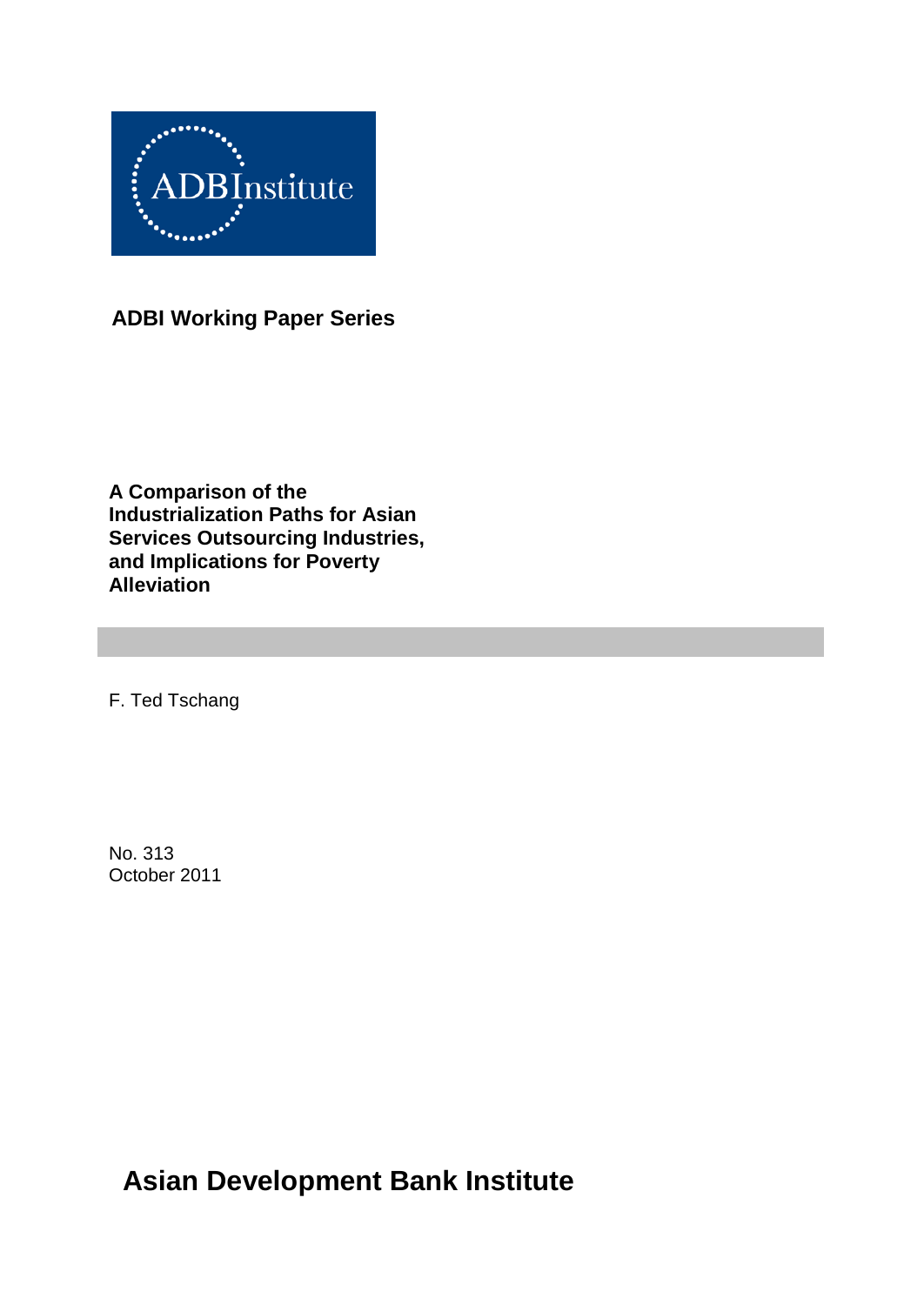ADBInstitute

**ADBI Working Paper Series**

# A Comparison of the Industrialization Paths for Asian Services Outsourcing Industries, and Implications for Poverty Alleviation

F. Ted Tschang

No. 313
October 2011

**Asian Development Bank Institute**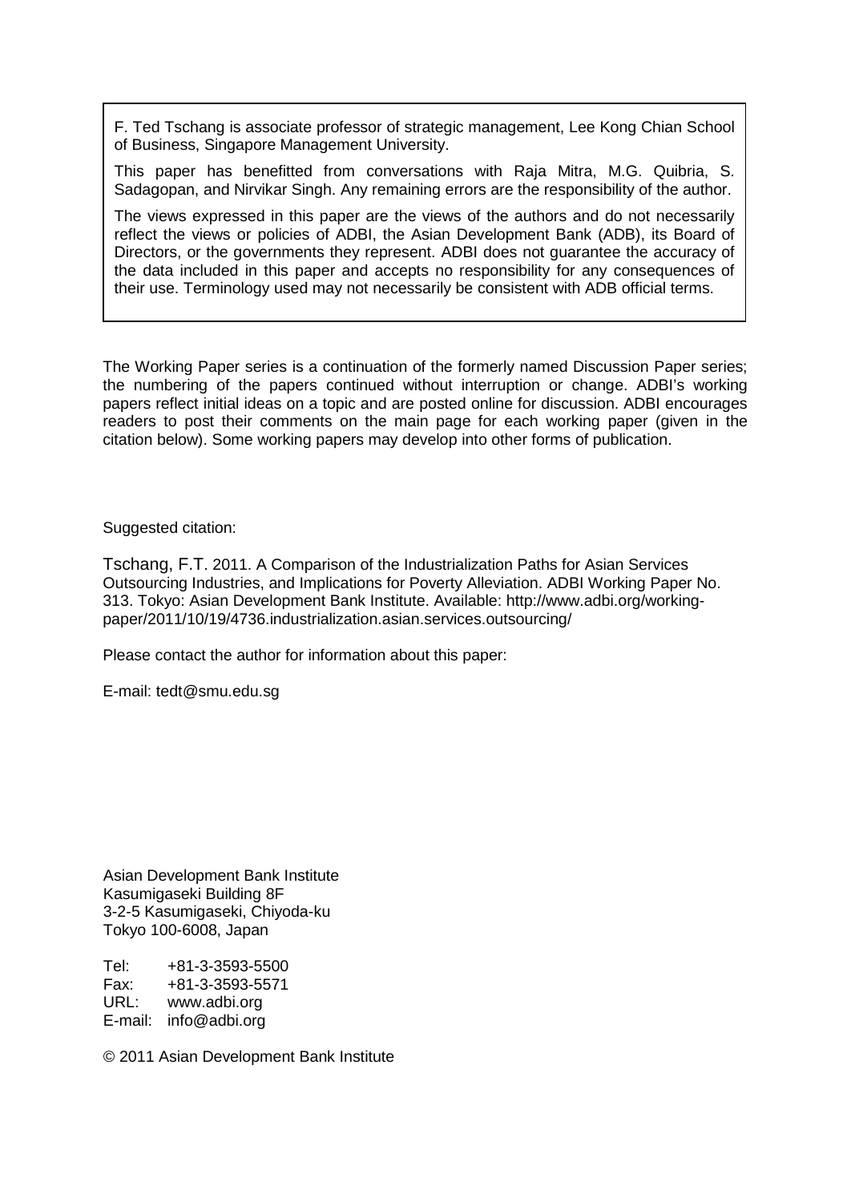F. Ted Tschang is associate professor of strategic management, Lee Kong Chian School of Business, Singapore Management University.

This paper has benefitted from conversations with Raja Mitra, M.G. Quibria, S. Sadagopan, and Nirvikar Singh. Any remaining errors are the responsibility of the author.

The views expressed in this paper are the views of the authors and do not necessarily reflect the views or policies of ADBI, the Asian Development Bank (ADB), its Board of Directors, or the governments they represent. ADBI does not guarantee the accuracy of the data included in this paper and accepts no responsibility for any consequences of their use. Terminology used may not necessarily be consistent with ADB official terms.

The Working Paper series is a continuation of the formerly named Discussion Paper series; the numbering of the papers continued without interruption or change. ADBI's working papers reflect initial ideas on a topic and are posted online for discussion. ADBI encourages readers to post their comments on the main page for each working paper (given in the citation below). Some working papers may develop into other forms of publication.

Suggested citation:

Tschang, F.T. 2011. A Comparison of the Industrialization Paths for Asian Services Outsourcing Industries, and Implications for Poverty Alleviation. ADBI Working Paper No. 313. Tokyo: Asian Development Bank Institute. Available: http://www.adbi.org/working-paper/2011/10/19/4736.industrialization.asian.services.outsourcing/

Please contact the author for information about this paper:

E-mail: tedt@smu.edu.sg

Asian Development Bank Institute
Kasumigaseki Building 8F
3-2-5 Kasumigaseki, Chiyoda-ku
Tokyo 100-6008, Japan

Tel: +81-3-3593-5500
Fax: +81-3-3593-5571
URL: www.adbi.org
E-mail: info@adbi.org

© 2011 Asian Development Bank Institute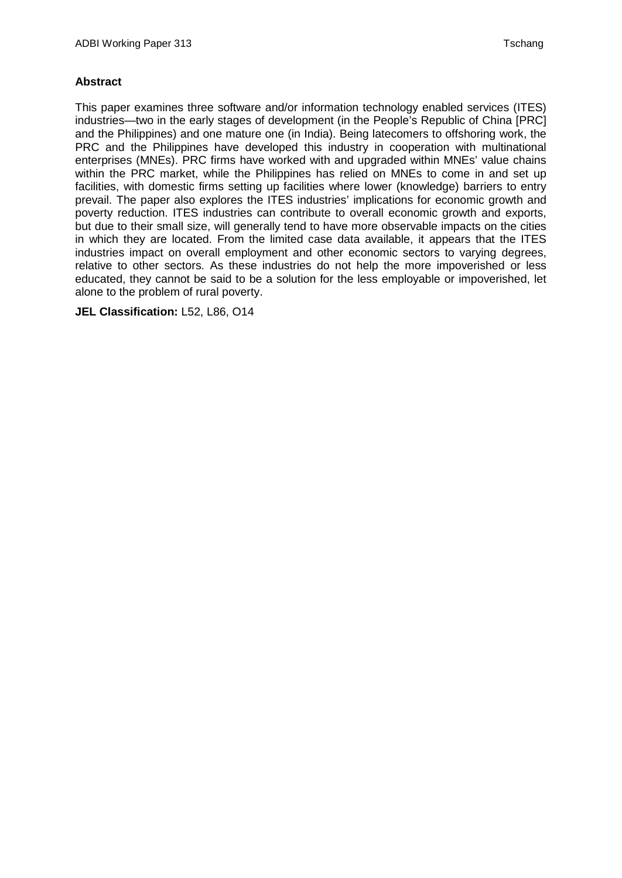**Abstract**

This paper examines three software and/or information technology enabled services (ITES) industries—two in the early stages of development (in the People's Republic of China [PRC] and the Philippines) and one mature one (in India). Being latecomers to offshoring work, the PRC and the Philippines have developed this industry in cooperation with multinational enterprises (MNEs). PRC firms have worked with and upgraded within MNEs' value chains within the PRC market, while the Philippines has relied on MNEs to come in and set up facilities, with domestic firms setting up facilities where lower (knowledge) barriers to entry prevail. The paper also explores the ITES industries' implications for economic growth and poverty reduction. ITES industries can contribute to overall economic growth and exports, but due to their small size, will generally tend to have more observable impacts on the cities in which they are located. From the limited case data available, it appears that the ITES industries impact on overall employment and other economic sectors to varying degrees, relative to other sectors. As these industries do not help the more impoverished or less educated, they cannot be said to be a solution for the less employable or impoverished, let alone to the problem of rural poverty.

**JEL Classification:** L52, L86, O14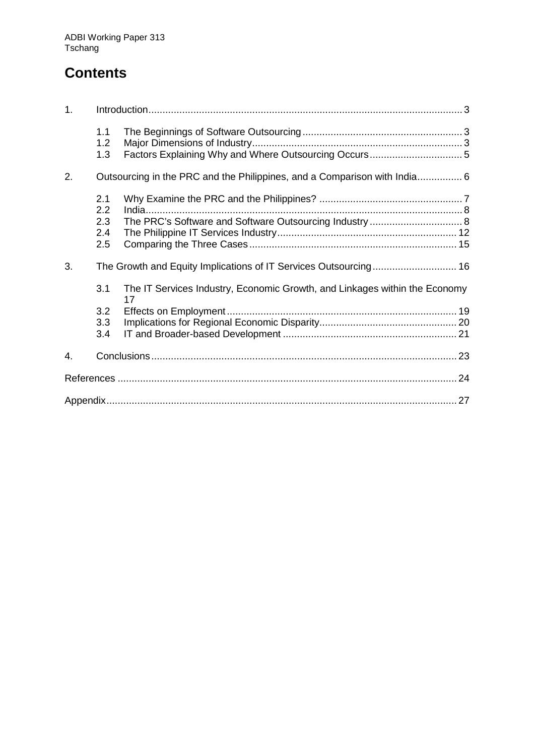## Contents

1. Introduction ........ 3
   - 1.1 The Beginnings of Software Outsourcing ........ 3
   - 1.2 Major Dimensions of Industry ........ 3
   - 1.3 Factors Explaining Why and Where Outsourcing Occurs ........ 5
2. Outsourcing in the PRC and the Philippines, and a Comparison with India ........ 6
   - 2.1 Why Examine the PRC and the Philippines? ........ 7
   - 2.2 India ........ 8
   - 2.3 The PRC's Software and Software Outsourcing Industry ........ 8
   - 2.4 The Philippine IT Services Industry ........ 12
   - 2.5 Comparing the Three Cases ........ 15
3. The Growth and Equity Implications of IT Services Outsourcing ........ 16
   - 3.1 The IT Services Industry, Economic Growth, and Linkages within the Economy 17
   - 3.2 Effects on Employment ........ 19
   - 3.3 Implications for Regional Economic Disparity ........ 20
   - 3.4 IT and Broader-based Development ........ 21
4. Conclusions ........ 23

References ........ 24

Appendix ........ 27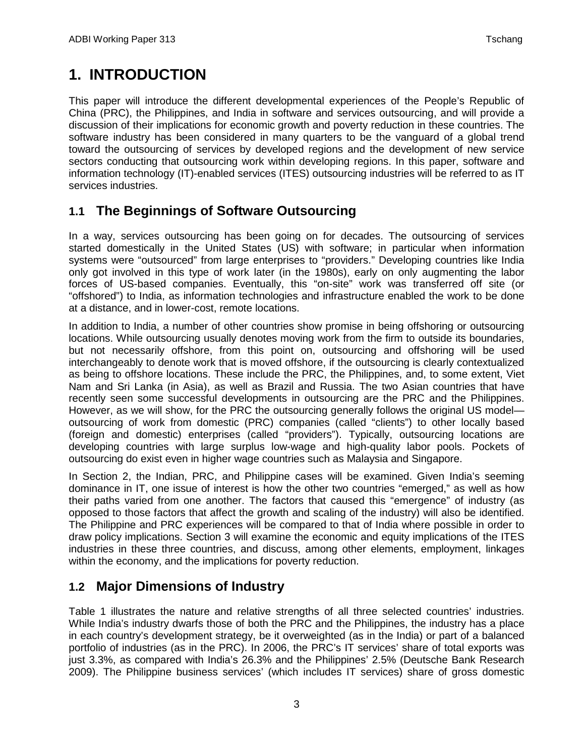# 1. INTRODUCTION

This paper will introduce the different developmental experiences of the People's Republic of China (PRC), the Philippines, and India in software and services outsourcing, and will provide a discussion of their implications for economic growth and poverty reduction in these countries. The software industry has been considered in many quarters to be the vanguard of a global trend toward the outsourcing of services by developed regions and the development of new service sectors conducting that outsourcing work within developing regions. In this paper, software and information technology (IT)-enabled services (ITES) outsourcing industries will be referred to as IT services industries.

## 1.1 The Beginnings of Software Outsourcing

In a way, services outsourcing has been going on for decades. The outsourcing of services started domestically in the United States (US) with software; in particular when information systems were "outsourced" from large enterprises to "providers." Developing countries like India only got involved in this type of work later (in the 1980s), early on only augmenting the labor forces of US-based companies. Eventually, this "on-site" work was transferred off site (or "offshored") to India, as information technologies and infrastructure enabled the work to be done at a distance, and in lower-cost, remote locations.

In addition to India, a number of other countries show promise in being offshoring or outsourcing locations. While outsourcing usually denotes moving work from the firm to outside its boundaries, but not necessarily offshore, from this point on, outsourcing and offshoring will be used interchangeably to denote work that is moved offshore, if the outsourcing is clearly contextualized as being to offshore locations. These include the PRC, the Philippines, and, to some extent, Viet Nam and Sri Lanka (in Asia), as well as Brazil and Russia. The two Asian countries that have recently seen some successful developments in outsourcing are the PRC and the Philippines. However, as we will show, for the PRC the outsourcing generally follows the original US model—outsourcing of work from domestic (PRC) companies (called "clients") to other locally based (foreign and domestic) enterprises (called "providers"). Typically, outsourcing locations are developing countries with large surplus low-wage and high-quality labor pools. Pockets of outsourcing do exist even in higher wage countries such as Malaysia and Singapore.

In Section 2, the Indian, PRC, and Philippine cases will be examined. Given India's seeming dominance in IT, one issue of interest is how the other two countries "emerged," as well as how their paths varied from one another. The factors that caused this "emergence" of industry (as opposed to those factors that affect the growth and scaling of the industry) will also be identified. The Philippine and PRC experiences will be compared to that of India where possible in order to draw policy implications. Section 3 will examine the economic and equity implications of the ITES industries in these three countries, and discuss, among other elements, employment, linkages within the economy, and the implications for poverty reduction.

## 1.2 Major Dimensions of Industry

Table 1 illustrates the nature and relative strengths of all three selected countries' industries. While India's industry dwarfs those of both the PRC and the Philippines, the industry has a place in each country's development strategy, be it overweighted (as in the India) or part of a balanced portfolio of industries (as in the PRC). In 2006, the PRC's IT services' share of total exports was just 3.3%, as compared with India's 26.3% and the Philippines' 2.5% (Deutsche Bank Research 2009). The Philippine business services' (which includes IT services) share of gross domestic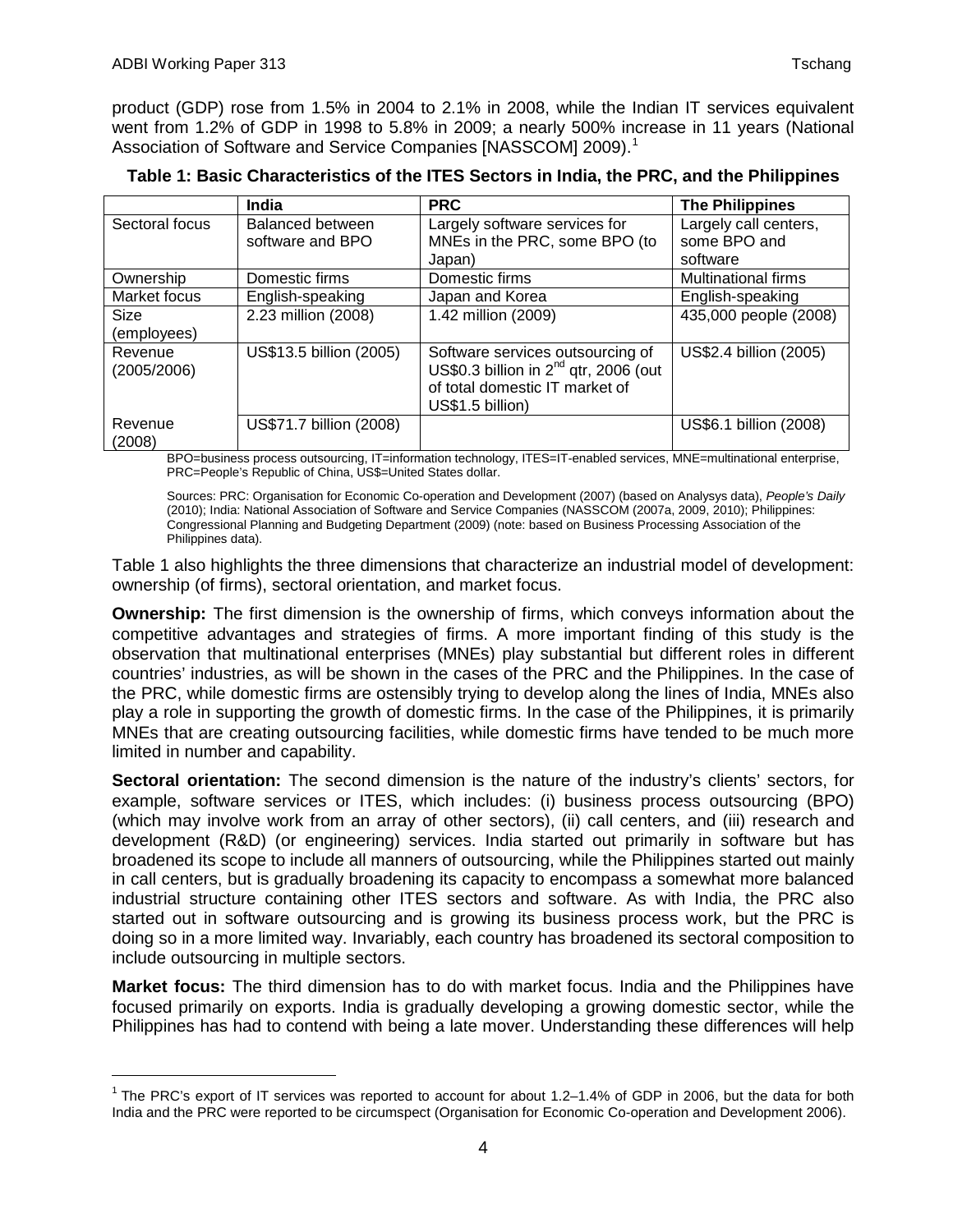product (GDP) rose from 1.5% in 2004 to 2.1% in 2008, while the Indian IT services equivalent went from 1.2% of GDP in 1998 to 5.8% in 2009; a nearly 500% increase in 11 years (National Association of Software and Service Companies [NASSCOM] 2009).[1]

**Table 1: Basic Characteristics of the ITES Sectors in India, the PRC, and the Philippines**

| | India | PRC | The Philippines |
|---|---|---|---|
| Sectoral focus | Balanced between software and BPO | Largely software services for MNEs in the PRC, some BPO (to Japan) | Largely call centers, some BPO and software |
| Ownership | Domestic firms | Domestic firms | Multinational firms |
| Market focus | English-speaking | Japan and Korea | English-speaking |
| Size (employees) | 2.23 million (2008) | 1.42 million (2009) | 435,000 people (2008) |
| Revenue (2005/2006) | US$13.5 billion (2005) | Software services outsourcing of US$0.3 billion in 2nd qtr, 2006 (out of total domestic IT market of US$1.5 billion) | US$2.4 billion (2005) |
| Revenue (2008) | US$71.7 billion (2008) | | US$6.1 billion (2008) |

BPO=business process outsourcing, IT=information technology, ITES=IT-enabled services, MNE=multinational enterprise, PRC=People's Republic of China, US$=United States dollar.

Sources: PRC: Organisation for Economic Co-operation and Development (2007) (based on Analysys data), *People's Daily* (2010); India: National Association of Software and Service Companies (NASSCOM (2007a, 2009, 2010); Philippines: Congressional Planning and Budgeting Department (2009) (note: based on Business Processing Association of the Philippines data).

Table 1 also highlights the three dimensions that characterize an industrial model of development: ownership (of firms), sectoral orientation, and market focus.

**Ownership:** The first dimension is the ownership of firms, which conveys information about the competitive advantages and strategies of firms. A more important finding of this study is the observation that multinational enterprises (MNEs) play substantial but different roles in different countries' industries, as will be shown in the cases of the PRC and the Philippines. In the case of the PRC, while domestic firms are ostensibly trying to develop along the lines of India, MNEs also play a role in supporting the growth of domestic firms. In the case of the Philippines, it is primarily MNEs that are creating outsourcing facilities, while domestic firms have tended to be much more limited in number and capability.

**Sectoral orientation:** The second dimension is the nature of the industry's clients' sectors, for example, software services or ITES, which includes: (i) business process outsourcing (BPO) (which may involve work from an array of other sectors), (ii) call centers, and (iii) research and development (R&D) (or engineering) services. India started out primarily in software but has broadened its scope to include all manners of outsourcing, while the Philippines started out mainly in call centers, but is gradually broadening its capacity to encompass a somewhat more balanced industrial structure containing other ITES sectors and software. As with India, the PRC also started out in software outsourcing and is growing its business process work, but the PRC is doing so in a more limited way. Invariably, each country has broadened its sectoral composition to include outsourcing in multiple sectors.

**Market focus:** The third dimension has to do with market focus. India and the Philippines have focused primarily on exports. India is gradually developing a growing domestic sector, while the Philippines has had to contend with being a late mover. Understanding these differences will help

[1] The PRC's export of IT services was reported to account for about 1.2–1.4% of GDP in 2006, but the data for both India and the PRC were reported to be circumspect (Organisation for Economic Co-operation and Development 2006).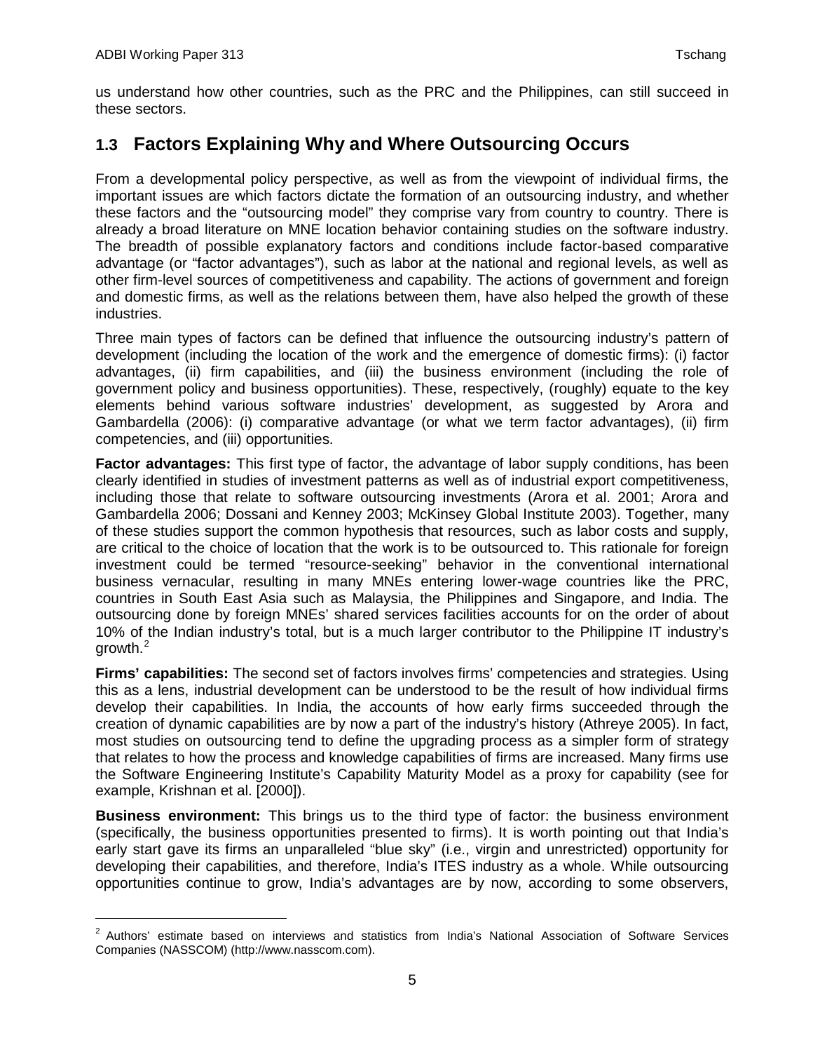us understand how other countries, such as the PRC and the Philippines, can still succeed in these sectors.

## 1.3 Factors Explaining Why and Where Outsourcing Occurs

From a developmental policy perspective, as well as from the viewpoint of individual firms, the important issues are which factors dictate the formation of an outsourcing industry, and whether these factors and the "outsourcing model" they comprise vary from country to country. There is already a broad literature on MNE location behavior containing studies on the software industry. The breadth of possible explanatory factors and conditions include factor-based comparative advantage (or "factor advantages"), such as labor at the national and regional levels, as well as other firm-level sources of competitiveness and capability. The actions of government and foreign and domestic firms, as well as the relations between them, have also helped the growth of these industries.

Three main types of factors can be defined that influence the outsourcing industry's pattern of development (including the location of the work and the emergence of domestic firms): (i) factor advantages, (ii) firm capabilities, and (iii) the business environment (including the role of government policy and business opportunities). These, respectively, (roughly) equate to the key elements behind various software industries' development, as suggested by Arora and Gambardella (2006): (i) comparative advantage (or what we term factor advantages), (ii) firm competencies, and (iii) opportunities.

**Factor advantages:** This first type of factor, the advantage of labor supply conditions, has been clearly identified in studies of investment patterns as well as of industrial export competitiveness, including those that relate to software outsourcing investments (Arora et al. 2001; Arora and Gambardella 2006; Dossani and Kenney 2003; McKinsey Global Institute 2003). Together, many of these studies support the common hypothesis that resources, such as labor costs and supply, are critical to the choice of location that the work is to be outsourced to. This rationale for foreign investment could be termed "resource-seeking" behavior in the conventional international business vernacular, resulting in many MNEs entering lower-wage countries like the PRC, countries in South East Asia such as Malaysia, the Philippines and Singapore, and India. The outsourcing done by foreign MNEs' shared services facilities accounts for on the order of about 10% of the Indian industry's total, but is a much larger contributor to the Philippine IT industry's growth.[2]

**Firms' capabilities:** The second set of factors involves firms' competencies and strategies. Using this as a lens, industrial development can be understood to be the result of how individual firms develop their capabilities. In India, the accounts of how early firms succeeded through the creation of dynamic capabilities are by now a part of the industry's history (Athreye 2005). In fact, most studies on outsourcing tend to define the upgrading process as a simpler form of strategy that relates to how the process and knowledge capabilities of firms are increased. Many firms use the Software Engineering Institute's Capability Maturity Model as a proxy for capability (see for example, Krishnan et al. [2000]).

**Business environment:** This brings us to the third type of factor: the business environment (specifically, the business opportunities presented to firms). It is worth pointing out that India's early start gave its firms an unparalleled "blue sky" (i.e., virgin and unrestricted) opportunity for developing their capabilities, and therefore, India's ITES industry as a whole. While outsourcing opportunities continue to grow, India's advantages are by now, according to some observers,

[2] Authors' estimate based on interviews and statistics from India's National Association of Software Services Companies (NASSCOM) (http://www.nasscom.com).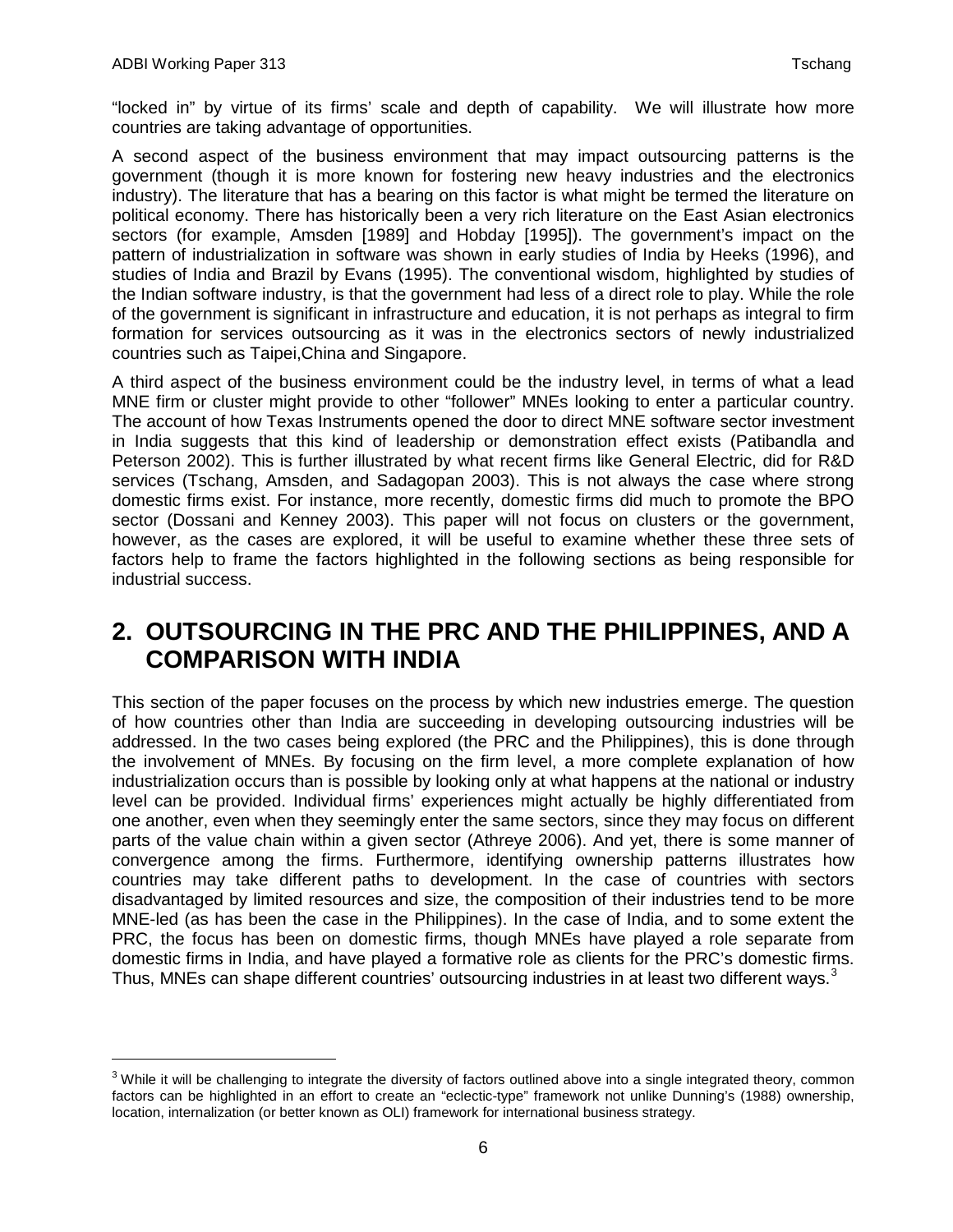"locked in" by virtue of its firms' scale and depth of capability. We will illustrate how more countries are taking advantage of opportunities.

A second aspect of the business environment that may impact outsourcing patterns is the government (though it is more known for fostering new heavy industries and the electronics industry). The literature that has a bearing on this factor is what might be termed the literature on political economy. There has historically been a very rich literature on the East Asian electronics sectors (for example, Amsden [1989] and Hobday [1995]). The government's impact on the pattern of industrialization in software was shown in early studies of India by Heeks (1996), and studies of India and Brazil by Evans (1995). The conventional wisdom, highlighted by studies of the Indian software industry, is that the government had less of a direct role to play. While the role of the government is significant in infrastructure and education, it is not perhaps as integral to firm formation for services outsourcing as it was in the electronics sectors of newly industrialized countries such as Taipei,China and Singapore.

A third aspect of the business environment could be the industry level, in terms of what a lead MNE firm or cluster might provide to other "follower" MNEs looking to enter a particular country. The account of how Texas Instruments opened the door to direct MNE software sector investment in India suggests that this kind of leadership or demonstration effect exists (Patibandla and Peterson 2002). This is further illustrated by what recent firms like General Electric, did for R&D services (Tschang, Amsden, and Sadagopan 2003). This is not always the case where strong domestic firms exist. For instance, more recently, domestic firms did much to promote the BPO sector (Dossani and Kenney 2003). This paper will not focus on clusters or the government, however, as the cases are explored, it will be useful to examine whether these three sets of factors help to frame the factors highlighted in the following sections as being responsible for industrial success.

# 2. OUTSOURCING IN THE PRC AND THE PHILIPPINES, AND A COMPARISON WITH INDIA

This section of the paper focuses on the process by which new industries emerge. The question of how countries other than India are succeeding in developing outsourcing industries will be addressed. In the two cases being explored (the PRC and the Philippines), this is done through the involvement of MNEs. By focusing on the firm level, a more complete explanation of how industrialization occurs than is possible by looking only at what happens at the national or industry level can be provided. Individual firms' experiences might actually be highly differentiated from one another, even when they seemingly enter the same sectors, since they may focus on different parts of the value chain within a given sector (Athreye 2006). And yet, there is some manner of convergence among the firms. Furthermore, identifying ownership patterns illustrates how countries may take different paths to development. In the case of countries with sectors disadvantaged by limited resources and size, the composition of their industries tend to be more MNE-led (as has been the case in the Philippines). In the case of India, and to some extent the PRC, the focus has been on domestic firms, though MNEs have played a role separate from domestic firms in India, and have played a formative role as clients for the PRC's domestic firms. Thus, MNEs can shape different countries' outsourcing industries in at least two different ways.[3]

[3] While it will be challenging to integrate the diversity of factors outlined above into a single integrated theory, common factors can be highlighted in an effort to create an "eclectic-type" framework not unlike Dunning's (1988) ownership, location, internalization (or better known as OLI) framework for international business strategy.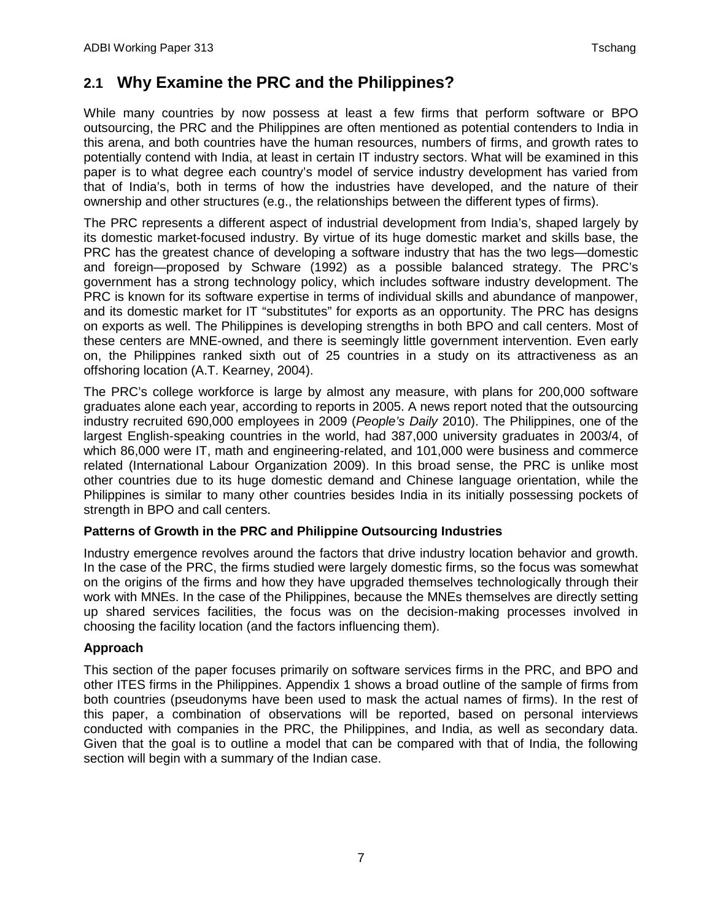## 2.1 Why Examine the PRC and the Philippines?

While many countries by now possess at least a few firms that perform software or BPO outsourcing, the PRC and the Philippines are often mentioned as potential contenders to India in this arena, and both countries have the human resources, numbers of firms, and growth rates to potentially contend with India, at least in certain IT industry sectors. What will be examined in this paper is to what degree each country's model of service industry development has varied from that of India's, both in terms of how the industries have developed, and the nature of their ownership and other structures (e.g., the relationships between the different types of firms).

The PRC represents a different aspect of industrial development from India's, shaped largely by its domestic market-focused industry. By virtue of its huge domestic market and skills base, the PRC has the greatest chance of developing a software industry that has the two legs—domestic and foreign—proposed by Schware (1992) as a possible balanced strategy. The PRC's government has a strong technology policy, which includes software industry development. The PRC is known for its software expertise in terms of individual skills and abundance of manpower, and its domestic market for IT "substitutes" for exports as an opportunity. The PRC has designs on exports as well. The Philippines is developing strengths in both BPO and call centers. Most of these centers are MNE-owned, and there is seemingly little government intervention. Even early on, the Philippines ranked sixth out of 25 countries in a study on its attractiveness as an offshoring location (A.T. Kearney, 2004).

The PRC's college workforce is large by almost any measure, with plans for 200,000 software graduates alone each year, according to reports in 2005. A news report noted that the outsourcing industry recruited 690,000 employees in 2009 (*People's Daily* 2010). The Philippines, one of the largest English-speaking countries in the world, had 387,000 university graduates in 2003/4, of which 86,000 were IT, math and engineering-related, and 101,000 were business and commerce related (International Labour Organization 2009). In this broad sense, the PRC is unlike most other countries due to its huge domestic demand and Chinese language orientation, while the Philippines is similar to many other countries besides India in its initially possessing pockets of strength in BPO and call centers.

**Patterns of Growth in the PRC and Philippine Outsourcing Industries**

Industry emergence revolves around the factors that drive industry location behavior and growth. In the case of the PRC, the firms studied were largely domestic firms, so the focus was somewhat on the origins of the firms and how they have upgraded themselves technologically through their work with MNEs. In the case of the Philippines, because the MNEs themselves are directly setting up shared services facilities, the focus was on the decision-making processes involved in choosing the facility location (and the factors influencing them).

**Approach**

This section of the paper focuses primarily on software services firms in the PRC, and BPO and other ITES firms in the Philippines. Appendix 1 shows a broad outline of the sample of firms from both countries (pseudonyms have been used to mask the actual names of firms). In the rest of this paper, a combination of observations will be reported, based on personal interviews conducted with companies in the PRC, the Philippines, and India, as well as secondary data. Given that the goal is to outline a model that can be compared with that of India, the following section will begin with a summary of the Indian case.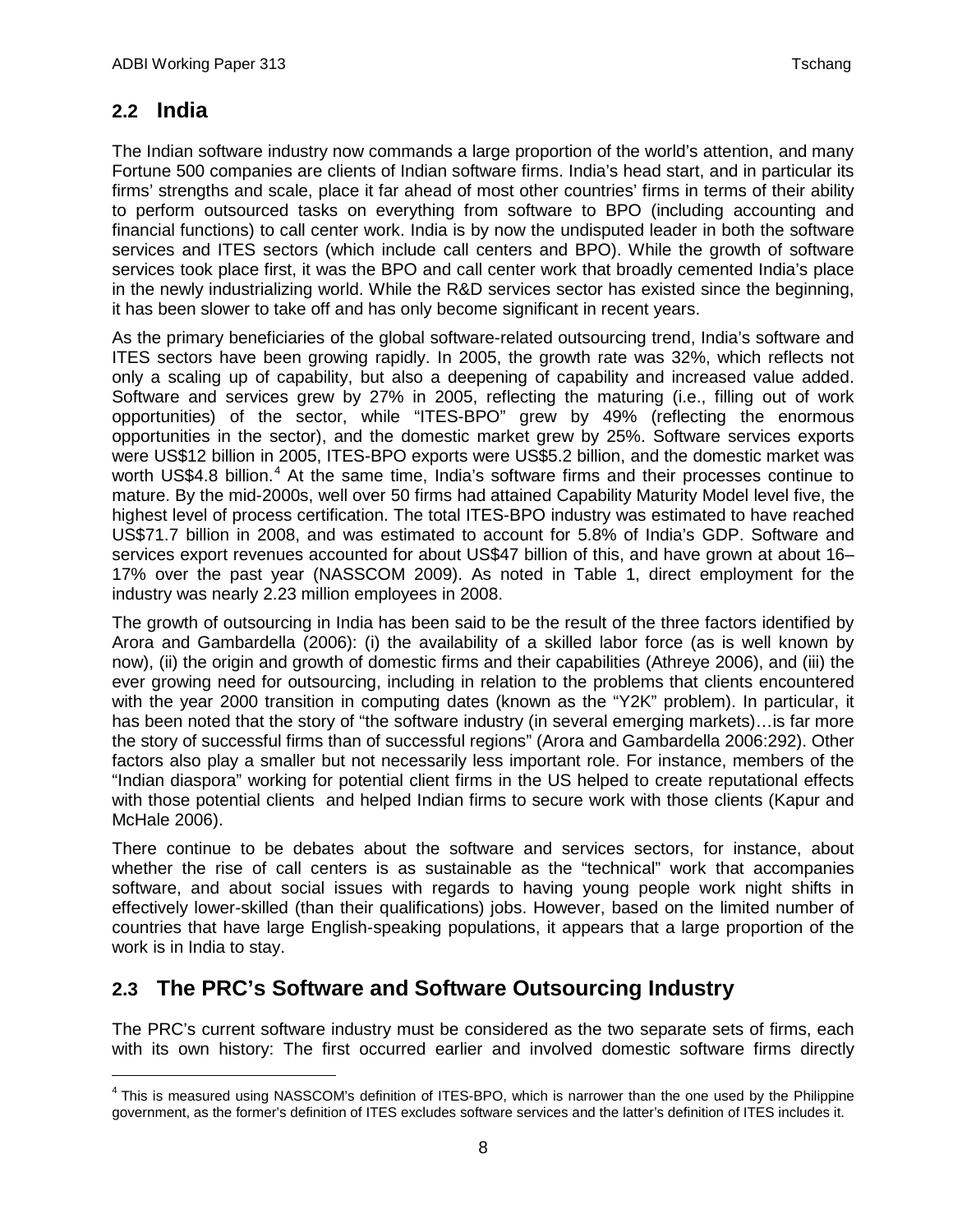## 2.2 India

The Indian software industry now commands a large proportion of the world's attention, and many Fortune 500 companies are clients of Indian software firms. India's head start, and in particular its firms' strengths and scale, place it far ahead of most other countries' firms in terms of their ability to perform outsourced tasks on everything from software to BPO (including accounting and financial functions) to call center work. India is by now the undisputed leader in both the software services and ITES sectors (which include call centers and BPO). While the growth of software services took place first, it was the BPO and call center work that broadly cemented India's place in the newly industrializing world. While the R&D services sector has existed since the beginning, it has been slower to take off and has only become significant in recent years.

As the primary beneficiaries of the global software-related outsourcing trend, India's software and ITES sectors have been growing rapidly. In 2005, the growth rate was 32%, which reflects not only a scaling up of capability, but also a deepening of capability and increased value added. Software and services grew by 27% in 2005, reflecting the maturing (i.e., filling out of work opportunities) of the sector, while "ITES-BPO" grew by 49% (reflecting the enormous opportunities in the sector), and the domestic market grew by 25%. Software services exports were US$12 billion in 2005, ITES-BPO exports were US$5.2 billion, and the domestic market was worth US$4.8 billion.[4] At the same time, India's software firms and their processes continue to mature. By the mid-2000s, well over 50 firms had attained Capability Maturity Model level five, the highest level of process certification. The total ITES-BPO industry was estimated to have reached US$71.7 billion in 2008, and was estimated to account for 5.8% of India's GDP. Software and services export revenues accounted for about US$47 billion of this, and have grown at about 16–17% over the past year (NASSCOM 2009). As noted in Table 1, direct employment for the industry was nearly 2.23 million employees in 2008.

The growth of outsourcing in India has been said to be the result of the three factors identified by Arora and Gambardella (2006): (i) the availability of a skilled labor force (as is well known by now), (ii) the origin and growth of domestic firms and their capabilities (Athreye 2006), and (iii) the ever growing need for outsourcing, including in relation to the problems that clients encountered with the year 2000 transition in computing dates (known as the "Y2K" problem). In particular, it has been noted that the story of "the software industry (in several emerging markets)…is far more the story of successful firms than of successful regions" (Arora and Gambardella 2006:292). Other factors also play a smaller but not necessarily less important role. For instance, members of the "Indian diaspora" working for potential client firms in the US helped to create reputational effects with those potential clients and helped Indian firms to secure work with those clients (Kapur and McHale 2006).

There continue to be debates about the software and services sectors, for instance, about whether the rise of call centers is as sustainable as the "technical" work that accompanies software, and about social issues with regards to having young people work night shifts in effectively lower-skilled (than their qualifications) jobs. However, based on the limited number of countries that have large English-speaking populations, it appears that a large proportion of the work is in India to stay.

## 2.3 The PRC's Software and Software Outsourcing Industry

The PRC's current software industry must be considered as the two separate sets of firms, each with its own history: The first occurred earlier and involved domestic software firms directly

[4] This is measured using NASSCOM's definition of ITES-BPO, which is narrower than the one used by the Philippine government, as the former's definition of ITES excludes software services and the latter's definition of ITES includes it.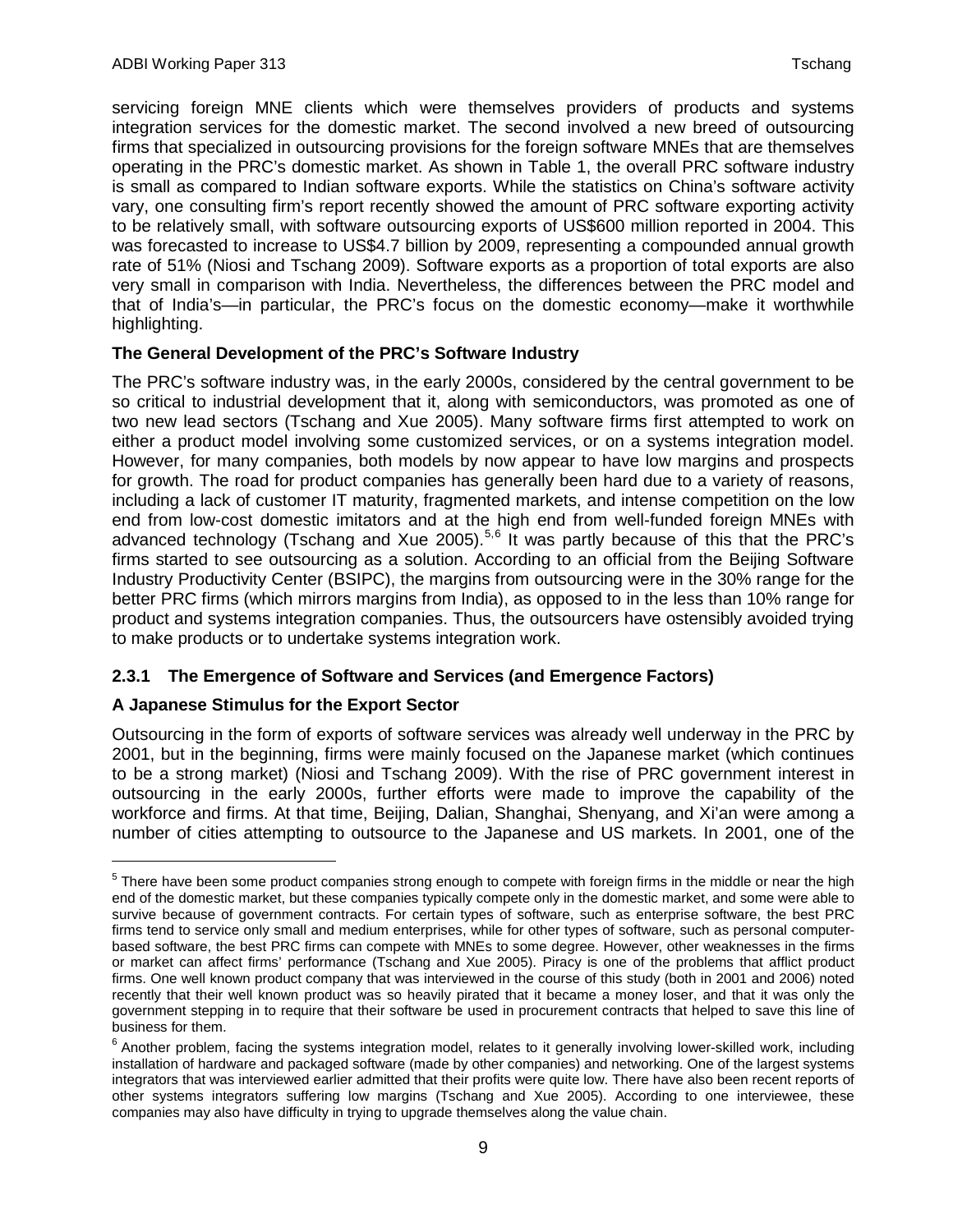servicing foreign MNE clients which were themselves providers of products and systems integration services for the domestic market. The second involved a new breed of outsourcing firms that specialized in outsourcing provisions for the foreign software MNEs that are themselves operating in the PRC's domestic market. As shown in Table 1, the overall PRC software industry is small as compared to Indian software exports. While the statistics on China's software activity vary, one consulting firm's report recently showed the amount of PRC software exporting activity to be relatively small, with software outsourcing exports of US$600 million reported in 2004. This was forecasted to increase to US$4.7 billion by 2009, representing a compounded annual growth rate of 51% (Niosi and Tschang 2009). Software exports as a proportion of total exports are also very small in comparison with India. Nevertheless, the differences between the PRC model and that of India's—in particular, the PRC's focus on the domestic economy—make it worthwhile highlighting.

**The General Development of the PRC's Software Industry**

The PRC's software industry was, in the early 2000s, considered by the central government to be so critical to industrial development that it, along with semiconductors, was promoted as one of two new lead sectors (Tschang and Xue 2005). Many software firms first attempted to work on either a product model involving some customized services, or on a systems integration model. However, for many companies, both models by now appear to have low margins and prospects for growth. The road for product companies has generally been hard due to a variety of reasons, including a lack of customer IT maturity, fragmented markets, and intense competition on the low end from low-cost domestic imitators and at the high end from well-funded foreign MNEs with advanced technology (Tschang and Xue 2005).[5,6] It was partly because of this that the PRC's firms started to see outsourcing as a solution. According to an official from the Beijing Software Industry Productivity Center (BSIPC), the margins from outsourcing were in the 30% range for the better PRC firms (which mirrors margins from India), as opposed to in the less than 10% range for product and systems integration companies. Thus, the outsourcers have ostensibly avoided trying to make products or to undertake systems integration work.

### 2.3.1 The Emergence of Software and Services (and Emergence Factors)

**A Japanese Stimulus for the Export Sector**

Outsourcing in the form of exports of software services was already well underway in the PRC by 2001, but in the beginning, firms were mainly focused on the Japanese market (which continues to be a strong market) (Niosi and Tschang 2009). With the rise of PRC government interest in outsourcing in the early 2000s, further efforts were made to improve the capability of the workforce and firms. At that time, Beijing, Dalian, Shanghai, Shenyang, and Xi'an were among a number of cities attempting to outsource to the Japanese and US markets. In 2001, one of the

---

[5] There have been some product companies strong enough to compete with foreign firms in the middle or near the high end of the domestic market, but these companies typically compete only in the domestic market, and some were able to survive because of government contracts. For certain types of software, such as enterprise software, the best PRC firms tend to service only small and medium enterprises, while for other types of software, such as personal computer-based software, the best PRC firms can compete with MNEs to some degree. However, other weaknesses in the firms or market can affect firms' performance (Tschang and Xue 2005). Piracy is one of the problems that afflict product firms. One well known product company that was interviewed in the course of this study (both in 2001 and 2006) noted recently that their well known product was so heavily pirated that it became a money loser, and that it was only the government stepping in to require that their software be used in procurement contracts that helped to save this line of business for them.

[6] Another problem, facing the systems integration model, relates to it generally involving lower-skilled work, including installation of hardware and packaged software (made by other companies) and networking. One of the largest systems integrators that was interviewed earlier admitted that their profits were quite low. There have also been recent reports of other systems integrators suffering low margins (Tschang and Xue 2005). According to one interviewee, these companies may also have difficulty in trying to upgrade themselves along the value chain.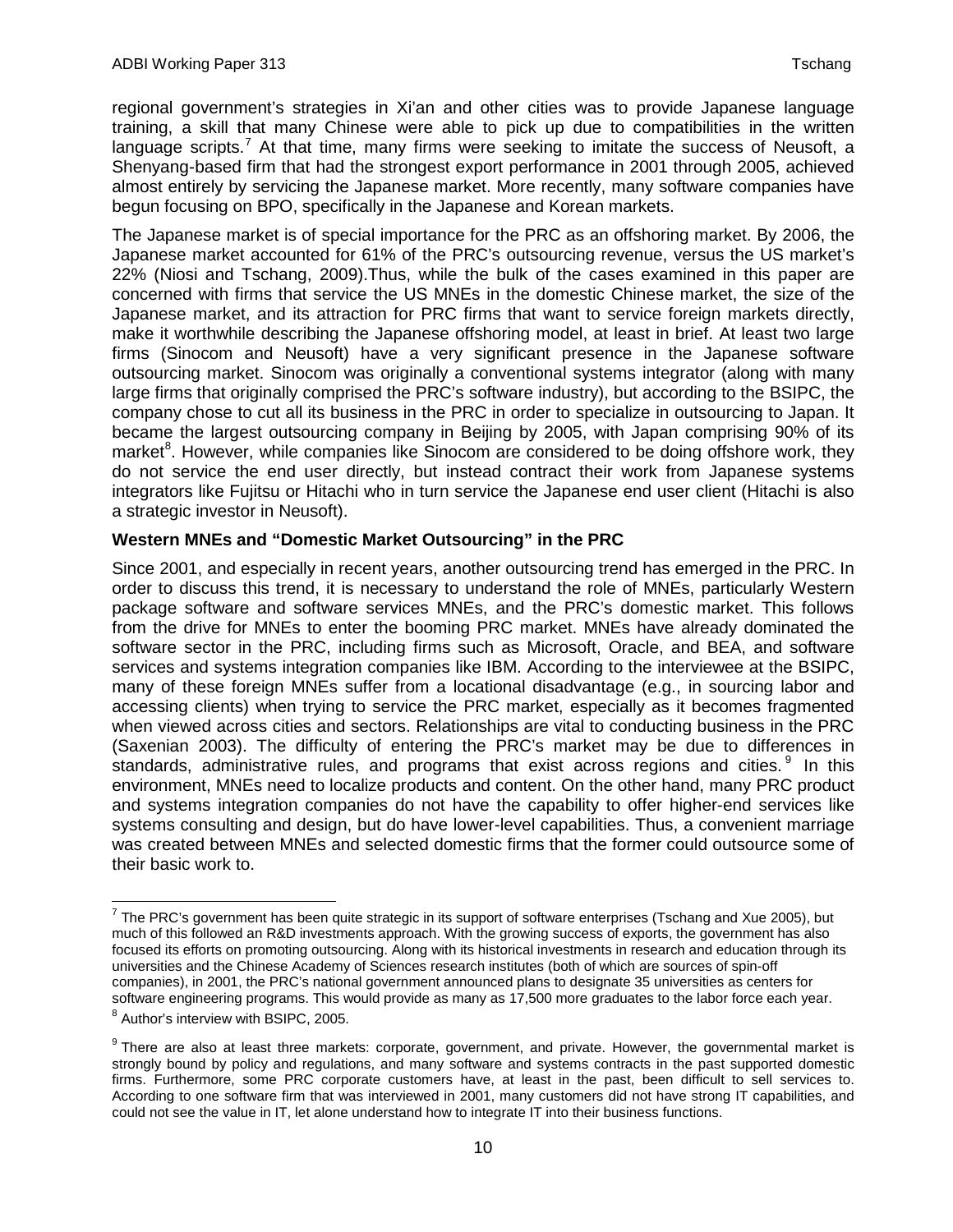regional government's strategies in Xi'an and other cities was to provide Japanese language training, a skill that many Chinese were able to pick up due to compatibilities in the written language scripts.[7] At that time, many firms were seeking to imitate the success of Neusoft, a Shenyang-based firm that had the strongest export performance in 2001 through 2005, achieved almost entirely by servicing the Japanese market. More recently, many software companies have begun focusing on BPO, specifically in the Japanese and Korean markets.

The Japanese market is of special importance for the PRC as an offshoring market. By 2006, the Japanese market accounted for 61% of the PRC's outsourcing revenue, versus the US market's 22% (Niosi and Tschang, 2009).Thus, while the bulk of the cases examined in this paper are concerned with firms that service the US MNEs in the domestic Chinese market, the size of the Japanese market, and its attraction for PRC firms that want to service foreign markets directly, make it worthwhile describing the Japanese offshoring model, at least in brief. At least two large firms (Sinocom and Neusoft) have a very significant presence in the Japanese software outsourcing market. Sinocom was originally a conventional systems integrator (along with many large firms that originally comprised the PRC's software industry), but according to the BSIPC, the company chose to cut all its business in the PRC in order to specialize in outsourcing to Japan. It became the largest outsourcing company in Beijing by 2005, with Japan comprising 90% of its market[8]. However, while companies like Sinocom are considered to be doing offshore work, they do not service the end user directly, but instead contract their work from Japanese systems integrators like Fujitsu or Hitachi who in turn service the Japanese end user client (Hitachi is also a strategic investor in Neusoft).

**Western MNEs and "Domestic Market Outsourcing" in the PRC**

Since 2001, and especially in recent years, another outsourcing trend has emerged in the PRC. In order to discuss this trend, it is necessary to understand the role of MNEs, particularly Western package software and software services MNEs, and the PRC's domestic market. This follows from the drive for MNEs to enter the booming PRC market. MNEs have already dominated the software sector in the PRC, including firms such as Microsoft, Oracle, and BEA, and software services and systems integration companies like IBM. According to the interviewee at the BSIPC, many of these foreign MNEs suffer from a locational disadvantage (e.g., in sourcing labor and accessing clients) when trying to service the PRC market, especially as it becomes fragmented when viewed across cities and sectors. Relationships are vital to conducting business in the PRC (Saxenian 2003). The difficulty of entering the PRC's market may be due to differences in standards, administrative rules, and programs that exist across regions and cities.[9] In this environment, MNEs need to localize products and content. On the other hand, many PRC product and systems integration companies do not have the capability to offer higher-end services like systems consulting and design, but do have lower-level capabilities. Thus, a convenient marriage was created between MNEs and selected domestic firms that the former could outsource some of their basic work to.

[7] The PRC's government has been quite strategic in its support of software enterprises (Tschang and Xue 2005), but much of this followed an R&D investments approach. With the growing success of exports, the government has also focused its efforts on promoting outsourcing. Along with its historical investments in research and education through its universities and the Chinese Academy of Sciences research institutes (both of which are sources of spin-off companies), in 2001, the PRC's national government announced plans to designate 35 universities as centers for software engineering programs. This would provide as many as 17,500 more graduates to the labor force each year.

[8] Author's interview with BSIPC, 2005.

[9] There are also at least three markets: corporate, government, and private. However, the governmental market is strongly bound by policy and regulations, and many software and systems contracts in the past supported domestic firms. Furthermore, some PRC corporate customers have, at least in the past, been difficult to sell services to. According to one software firm that was interviewed in 2001, many customers did not have strong IT capabilities, and could not see the value in IT, let alone understand how to integrate IT into their business functions.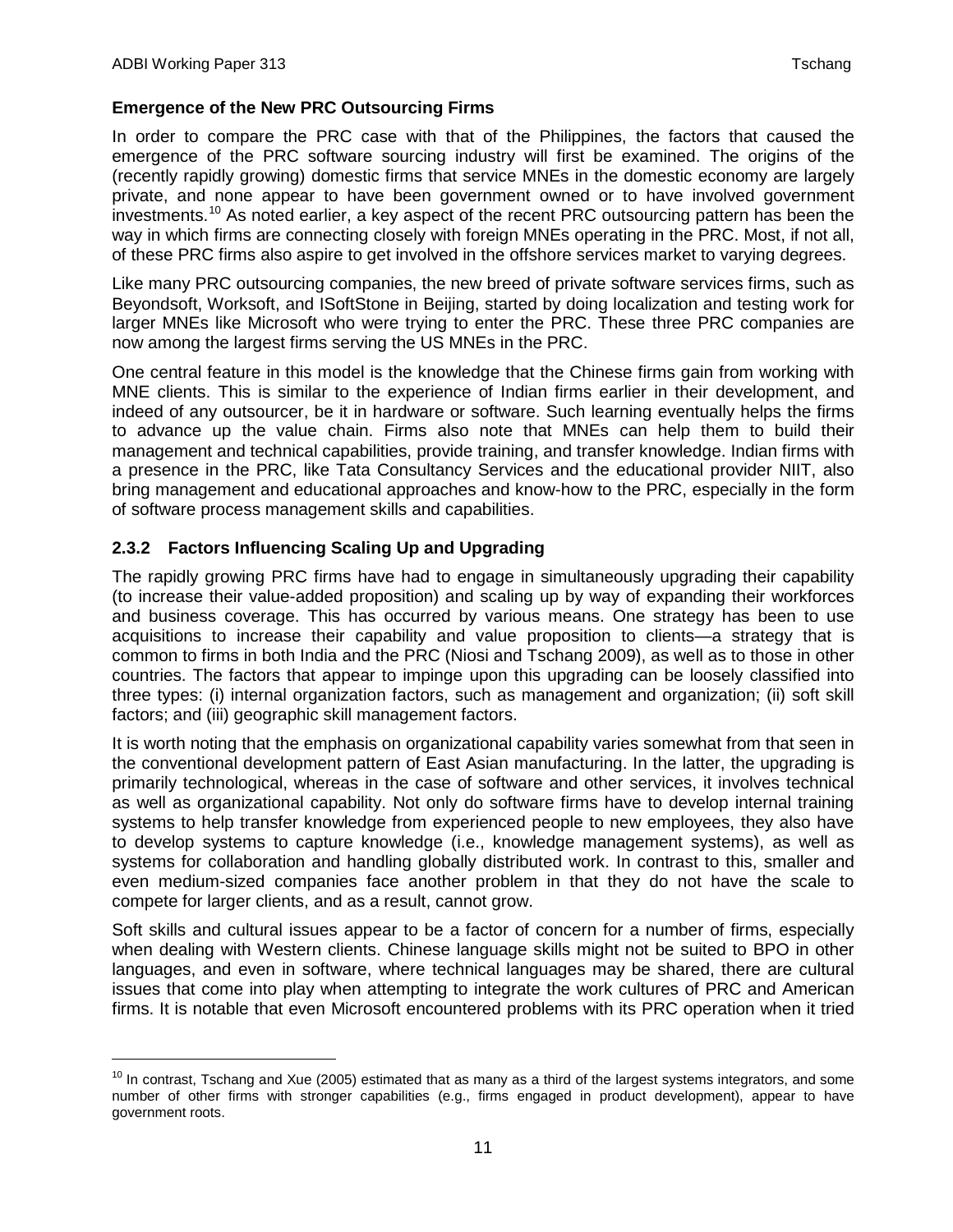**Emergence of the New PRC Outsourcing Firms**

In order to compare the PRC case with that of the Philippines, the factors that caused the emergence of the PRC software sourcing industry will first be examined. The origins of the (recently rapidly growing) domestic firms that service MNEs in the domestic economy are largely private, and none appear to have been government owned or to have involved government investments.[10] As noted earlier, a key aspect of the recent PRC outsourcing pattern has been the way in which firms are connecting closely with foreign MNEs operating in the PRC. Most, if not all, of these PRC firms also aspire to get involved in the offshore services market to varying degrees.

Like many PRC outsourcing companies, the new breed of private software services firms, such as Beyondsoft, Worksoft, and ISoftStone in Beijing, started by doing localization and testing work for larger MNEs like Microsoft who were trying to enter the PRC. These three PRC companies are now among the largest firms serving the US MNEs in the PRC.

One central feature in this model is the knowledge that the Chinese firms gain from working with MNE clients. This is similar to the experience of Indian firms earlier in their development, and indeed of any outsourcer, be it in hardware or software. Such learning eventually helps the firms to advance up the value chain. Firms also note that MNEs can help them to build their management and technical capabilities, provide training, and transfer knowledge. Indian firms with a presence in the PRC, like Tata Consultancy Services and the educational provider NIIT, also bring management and educational approaches and know-how to the PRC, especially in the form of software process management skills and capabilities.

### 2.3.2 Factors Influencing Scaling Up and Upgrading

The rapidly growing PRC firms have had to engage in simultaneously upgrading their capability (to increase their value-added proposition) and scaling up by way of expanding their workforces and business coverage. This has occurred by various means. One strategy has been to use acquisitions to increase their capability and value proposition to clients—a strategy that is common to firms in both India and the PRC (Niosi and Tschang 2009), as well as to those in other countries. The factors that appear to impinge upon this upgrading can be loosely classified into three types: (i) internal organization factors, such as management and organization; (ii) soft skill factors; and (iii) geographic skill management factors.

It is worth noting that the emphasis on organizational capability varies somewhat from that seen in the conventional development pattern of East Asian manufacturing. In the latter, the upgrading is primarily technological, whereas in the case of software and other services, it involves technical as well as organizational capability. Not only do software firms have to develop internal training systems to help transfer knowledge from experienced people to new employees, they also have to develop systems to capture knowledge (i.e., knowledge management systems), as well as systems for collaboration and handling globally distributed work. In contrast to this, smaller and even medium-sized companies face another problem in that they do not have the scale to compete for larger clients, and as a result, cannot grow.

Soft skills and cultural issues appear to be a factor of concern for a number of firms, especially when dealing with Western clients. Chinese language skills might not be suited to BPO in other languages, and even in software, where technical languages may be shared, there are cultural issues that come into play when attempting to integrate the work cultures of PRC and American firms. It is notable that even Microsoft encountered problems with its PRC operation when it tried

---

[10] In contrast, Tschang and Xue (2005) estimated that as many as a third of the largest systems integrators, and some number of other firms with stronger capabilities (e.g., firms engaged in product development), appear to have government roots.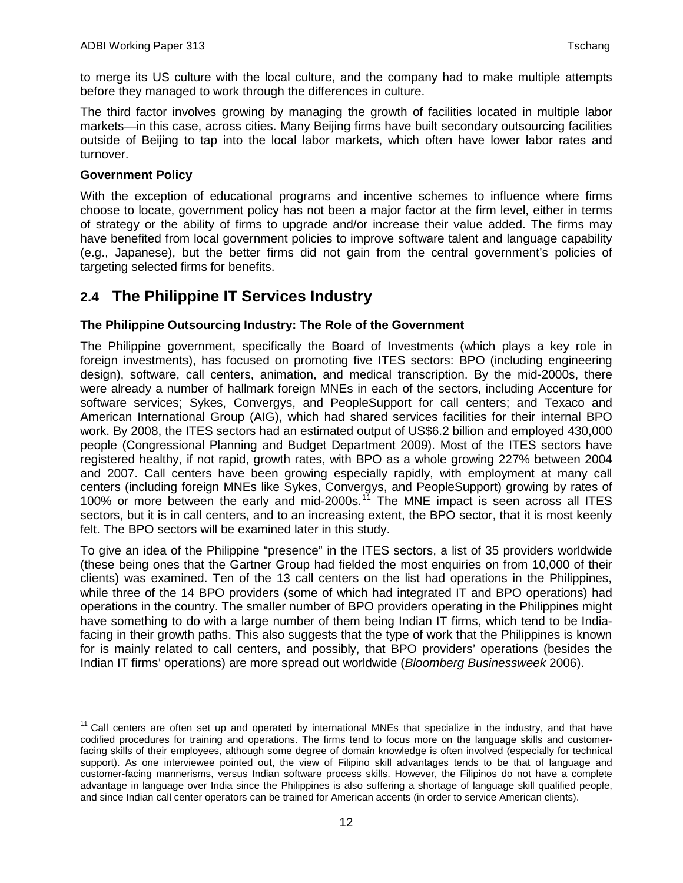to merge its US culture with the local culture, and the company had to make multiple attempts before they managed to work through the differences in culture.

The third factor involves growing by managing the growth of facilities located in multiple labor markets—in this case, across cities. Many Beijing firms have built secondary outsourcing facilities outside of Beijing to tap into the local labor markets, which often have lower labor rates and turnover.

**Government Policy**

With the exception of educational programs and incentive schemes to influence where firms choose to locate, government policy has not been a major factor at the firm level, either in terms of strategy or the ability of firms to upgrade and/or increase their value added. The firms may have benefited from local government policies to improve software talent and language capability (e.g., Japanese), but the better firms did not gain from the central government's policies of targeting selected firms for benefits.

## 2.4 The Philippine IT Services Industry

**The Philippine Outsourcing Industry: The Role of the Government**

The Philippine government, specifically the Board of Investments (which plays a key role in foreign investments), has focused on promoting five ITES sectors: BPO (including engineering design), software, call centers, animation, and medical transcription. By the mid-2000s, there were already a number of hallmark foreign MNEs in each of the sectors, including Accenture for software services; Sykes, Convergys, and PeopleSupport for call centers; and Texaco and American International Group (AIG), which had shared services facilities for their internal BPO work. By 2008, the ITES sectors had an estimated output of US$6.2 billion and employed 430,000 people (Congressional Planning and Budget Department 2009). Most of the ITES sectors have registered healthy, if not rapid, growth rates, with BPO as a whole growing 227% between 2004 and 2007. Call centers have been growing especially rapidly, with employment at many call centers (including foreign MNEs like Sykes, Convergys, and PeopleSupport) growing by rates of 100% or more between the early and mid-2000s.[11] The MNE impact is seen across all ITES sectors, but it is in call centers, and to an increasing extent, the BPO sector, that it is most keenly felt. The BPO sectors will be examined later in this study.

To give an idea of the Philippine "presence" in the ITES sectors, a list of 35 providers worldwide (these being ones that the Gartner Group had fielded the most enquiries on from 10,000 of their clients) was examined. Ten of the 13 call centers on the list had operations in the Philippines, while three of the 14 BPO providers (some of which had integrated IT and BPO operations) had operations in the country. The smaller number of BPO providers operating in the Philippines might have something to do with a large number of them being Indian IT firms, which tend to be India-facing in their growth paths. This also suggests that the type of work that the Philippines is known for is mainly related to call centers, and possibly, that BPO providers' operations (besides the Indian IT firms' operations) are more spread out worldwide (*Bloomberg Businessweek* 2006).

[11] Call centers are often set up and operated by international MNEs that specialize in the industry, and that have codified procedures for training and operations. The firms tend to focus more on the language skills and customer-facing skills of their employees, although some degree of domain knowledge is often involved (especially for technical support). As one interviewee pointed out, the view of Filipino skill advantages tends to be that of language and customer-facing mannerisms, versus Indian software process skills. However, the Filipinos do not have a complete advantage in language over India since the Philippines is also suffering a shortage of language skill qualified people, and since Indian call center operators can be trained for American accents (in order to service American clients).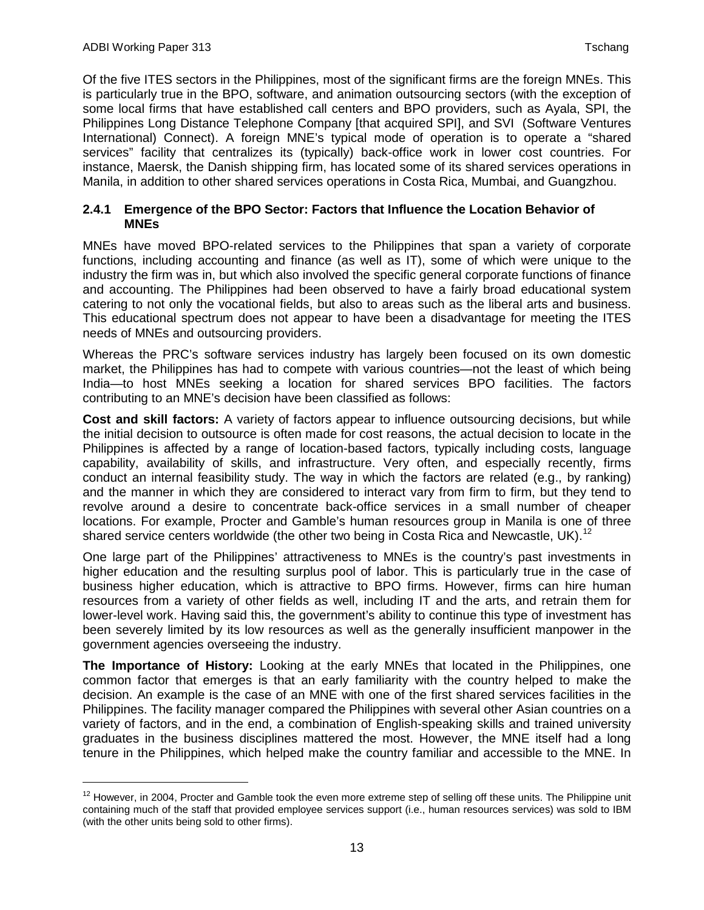Of the five ITES sectors in the Philippines, most of the significant firms are the foreign MNEs. This is particularly true in the BPO, software, and animation outsourcing sectors (with the exception of some local firms that have established call centers and BPO providers, such as Ayala, SPI, the Philippines Long Distance Telephone Company [that acquired SPI], and SVI (Software Ventures International) Connect). A foreign MNE's typical mode of operation is to operate a "shared services" facility that centralizes its (typically) back-office work in lower cost countries. For instance, Maersk, the Danish shipping firm, has located some of its shared services operations in Manila, in addition to other shared services operations in Costa Rica, Mumbai, and Guangzhou.

### 2.4.1 Emergence of the BPO Sector: Factors that Influence the Location Behavior of MNEs

MNEs have moved BPO-related services to the Philippines that span a variety of corporate functions, including accounting and finance (as well as IT), some of which were unique to the industry the firm was in, but which also involved the specific general corporate functions of finance and accounting. The Philippines had been observed to have a fairly broad educational system catering to not only the vocational fields, but also to areas such as the liberal arts and business. This educational spectrum does not appear to have been a disadvantage for meeting the ITES needs of MNEs and outsourcing providers.

Whereas the PRC's software services industry has largely been focused on its own domestic market, the Philippines has had to compete with various countries—not the least of which being India—to host MNEs seeking a location for shared services BPO facilities. The factors contributing to an MNE's decision have been classified as follows:

**Cost and skill factors:** A variety of factors appear to influence outsourcing decisions, but while the initial decision to outsource is often made for cost reasons, the actual decision to locate in the Philippines is affected by a range of location-based factors, typically including costs, language capability, availability of skills, and infrastructure. Very often, and especially recently, firms conduct an internal feasibility study. The way in which the factors are related (e.g., by ranking) and the manner in which they are considered to interact vary from firm to firm, but they tend to revolve around a desire to concentrate back-office services in a small number of cheaper locations. For example, Procter and Gamble's human resources group in Manila is one of three shared service centers worldwide (the other two being in Costa Rica and Newcastle, UK).[12]

One large part of the Philippines' attractiveness to MNEs is the country's past investments in higher education and the resulting surplus pool of labor. This is particularly true in the case of business higher education, which is attractive to BPO firms. However, firms can hire human resources from a variety of other fields as well, including IT and the arts, and retrain them for lower-level work. Having said this, the government's ability to continue this type of investment has been severely limited by its low resources as well as the generally insufficient manpower in the government agencies overseeing the industry.

**The Importance of History:** Looking at the early MNEs that located in the Philippines, one common factor that emerges is that an early familiarity with the country helped to make the decision. An example is the case of an MNE with one of the first shared services facilities in the Philippines. The facility manager compared the Philippines with several other Asian countries on a variety of factors, and in the end, a combination of English-speaking skills and trained university graduates in the business disciplines mattered the most. However, the MNE itself had a long tenure in the Philippines, which helped make the country familiar and accessible to the MNE. In

[12] However, in 2004, Procter and Gamble took the even more extreme step of selling off these units. The Philippine unit containing much of the staff that provided employee services support (i.e., human resources services) was sold to IBM (with the other units being sold to other firms).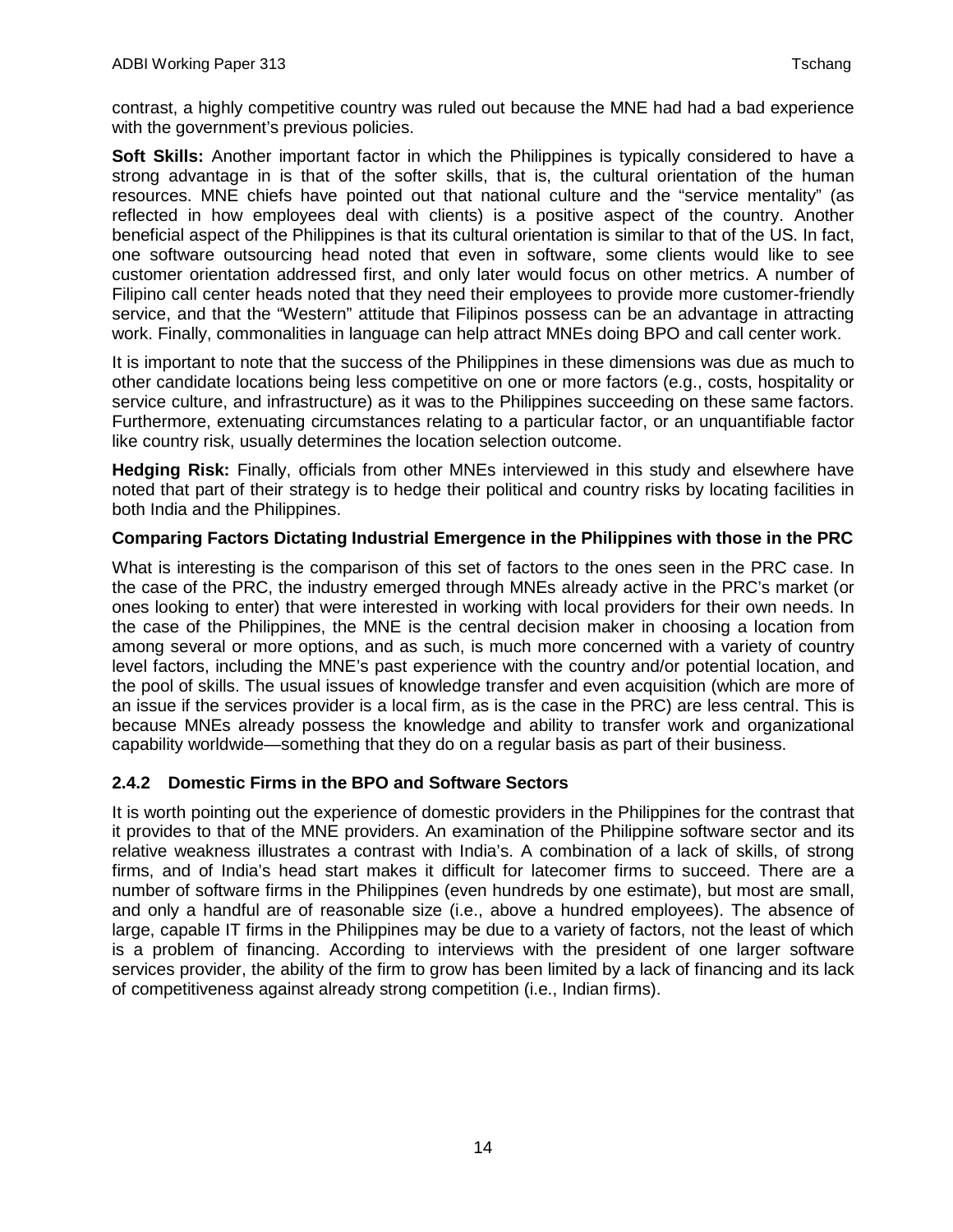contrast, a highly competitive country was ruled out because the MNE had had a bad experience with the government's previous policies.

**Soft Skills:** Another important factor in which the Philippines is typically considered to have a strong advantage in is that of the softer skills, that is, the cultural orientation of the human resources. MNE chiefs have pointed out that national culture and the "service mentality" (as reflected in how employees deal with clients) is a positive aspect of the country. Another beneficial aspect of the Philippines is that its cultural orientation is similar to that of the US. In fact, one software outsourcing head noted that even in software, some clients would like to see customer orientation addressed first, and only later would focus on other metrics. A number of Filipino call center heads noted that they need their employees to provide more customer-friendly service, and that the "Western" attitude that Filipinos possess can be an advantage in attracting work. Finally, commonalities in language can help attract MNEs doing BPO and call center work.

It is important to note that the success of the Philippines in these dimensions was due as much to other candidate locations being less competitive on one or more factors (e.g., costs, hospitality or service culture, and infrastructure) as it was to the Philippines succeeding on these same factors. Furthermore, extenuating circumstances relating to a particular factor, or an unquantifiable factor like country risk, usually determines the location selection outcome.

**Hedging Risk:** Finally, officials from other MNEs interviewed in this study and elsewhere have noted that part of their strategy is to hedge their political and country risks by locating facilities in both India and the Philippines.

**Comparing Factors Dictating Industrial Emergence in the Philippines with those in the PRC**

What is interesting is the comparison of this set of factors to the ones seen in the PRC case. In the case of the PRC, the industry emerged through MNEs already active in the PRC's market (or ones looking to enter) that were interested in working with local providers for their own needs. In the case of the Philippines, the MNE is the central decision maker in choosing a location from among several or more options, and as such, is much more concerned with a variety of country level factors, including the MNE's past experience with the country and/or potential location, and the pool of skills. The usual issues of knowledge transfer and even acquisition (which are more of an issue if the services provider is a local firm, as is the case in the PRC) are less central. This is because MNEs already possess the knowledge and ability to transfer work and organizational capability worldwide—something that they do on a regular basis as part of their business.

### 2.4.2 Domestic Firms in the BPO and Software Sectors

It is worth pointing out the experience of domestic providers in the Philippines for the contrast that it provides to that of the MNE providers. An examination of the Philippine software sector and its relative weakness illustrates a contrast with India's. A combination of a lack of skills, of strong firms, and of India's head start makes it difficult for latecomer firms to succeed. There are a number of software firms in the Philippines (even hundreds by one estimate), but most are small, and only a handful are of reasonable size (i.e., above a hundred employees). The absence of large, capable IT firms in the Philippines may be due to a variety of factors, not the least of which is a problem of financing. According to interviews with the president of one larger software services provider, the ability of the firm to grow has been limited by a lack of financing and its lack of competitiveness against already strong competition (i.e., Indian firms).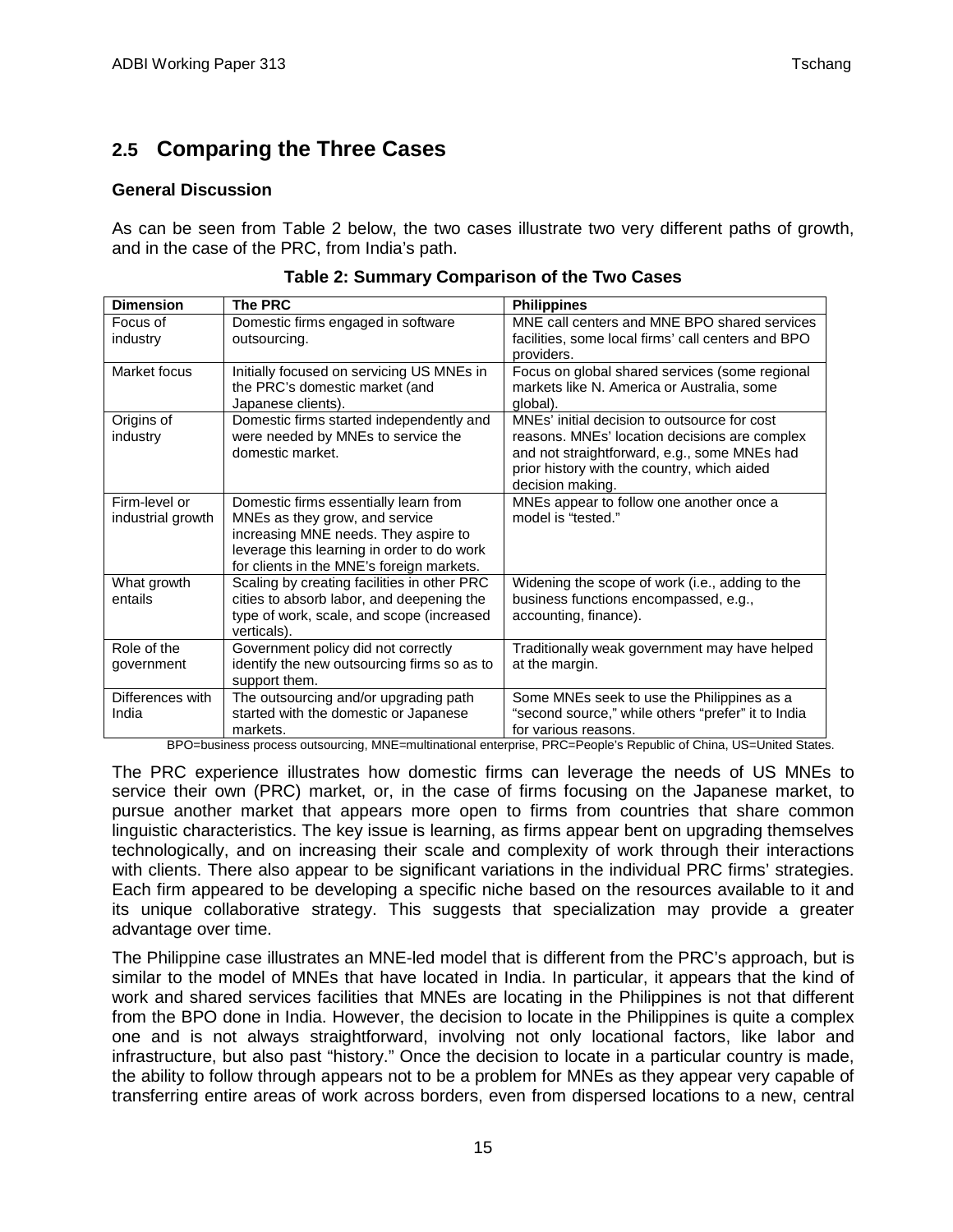## 2.5 Comparing the Three Cases

### General Discussion

As can be seen from Table 2 below, the two cases illustrate two very different paths of growth, and in the case of the PRC, from India's path.

**Table 2: Summary Comparison of the Two Cases**

| Dimension | The PRC | Philippines |
|---|---|---|
| Focus of industry | Domestic firms engaged in software outsourcing. | MNE call centers and MNE BPO shared services facilities, some local firms' call centers and BPO providers. |
| Market focus | Initially focused on servicing US MNEs in the PRC's domestic market (and Japanese clients). | Focus on global shared services (some regional markets like N. America or Australia, some global). |
| Origins of industry | Domestic firms started independently and were needed by MNEs to service the domestic market. | MNEs' initial decision to outsource for cost reasons. MNEs' location decisions are complex and not straightforward, e.g., some MNEs had prior history with the country, which aided decision making. |
| Firm-level or industrial growth | Domestic firms essentially learn from MNEs as they grow, and service increasing MNE needs. They aspire to leverage this learning in order to do work for clients in the MNE's foreign markets. | MNEs appear to follow one another once a model is "tested." |
| What growth entails | Scaling by creating facilities in other PRC cities to absorb labor, and deepening the type of work, scale, and scope (increased verticals). | Widening the scope of work (i.e., adding to the business functions encompassed, e.g., accounting, finance). |
| Role of the government | Government policy did not correctly identify the new outsourcing firms so as to support them. | Traditionally weak government may have helped at the margin. |
| Differences with India | The outsourcing and/or upgrading path started with the domestic or Japanese markets. | Some MNEs seek to use the Philippines as a "second source," while others "prefer" it to India for various reasons. |

BPO=business process outsourcing, MNE=multinational enterprise, PRC=People's Republic of China, US=United States.

The PRC experience illustrates how domestic firms can leverage the needs of US MNEs to service their own (PRC) market, or, in the case of firms focusing on the Japanese market, to pursue another market that appears more open to firms from countries that share common linguistic characteristics. The key issue is learning, as firms appear bent on upgrading themselves technologically, and on increasing their scale and complexity of work through their interactions with clients. There also appear to be significant variations in the individual PRC firms' strategies. Each firm appeared to be developing a specific niche based on the resources available to it and its unique collaborative strategy. This suggests that specialization may provide a greater advantage over time.

The Philippine case illustrates an MNE-led model that is different from the PRC's approach, but is similar to the model of MNEs that have located in India. In particular, it appears that the kind of work and shared services facilities that MNEs are locating in the Philippines is not that different from the BPO done in India. However, the decision to locate in the Philippines is quite a complex one and is not always straightforward, involving not only locational factors, like labor and infrastructure, but also past "history." Once the decision to locate in a particular country is made, the ability to follow through appears not to be a problem for MNEs as they appear very capable of transferring entire areas of work across borders, even from dispersed locations to a new, central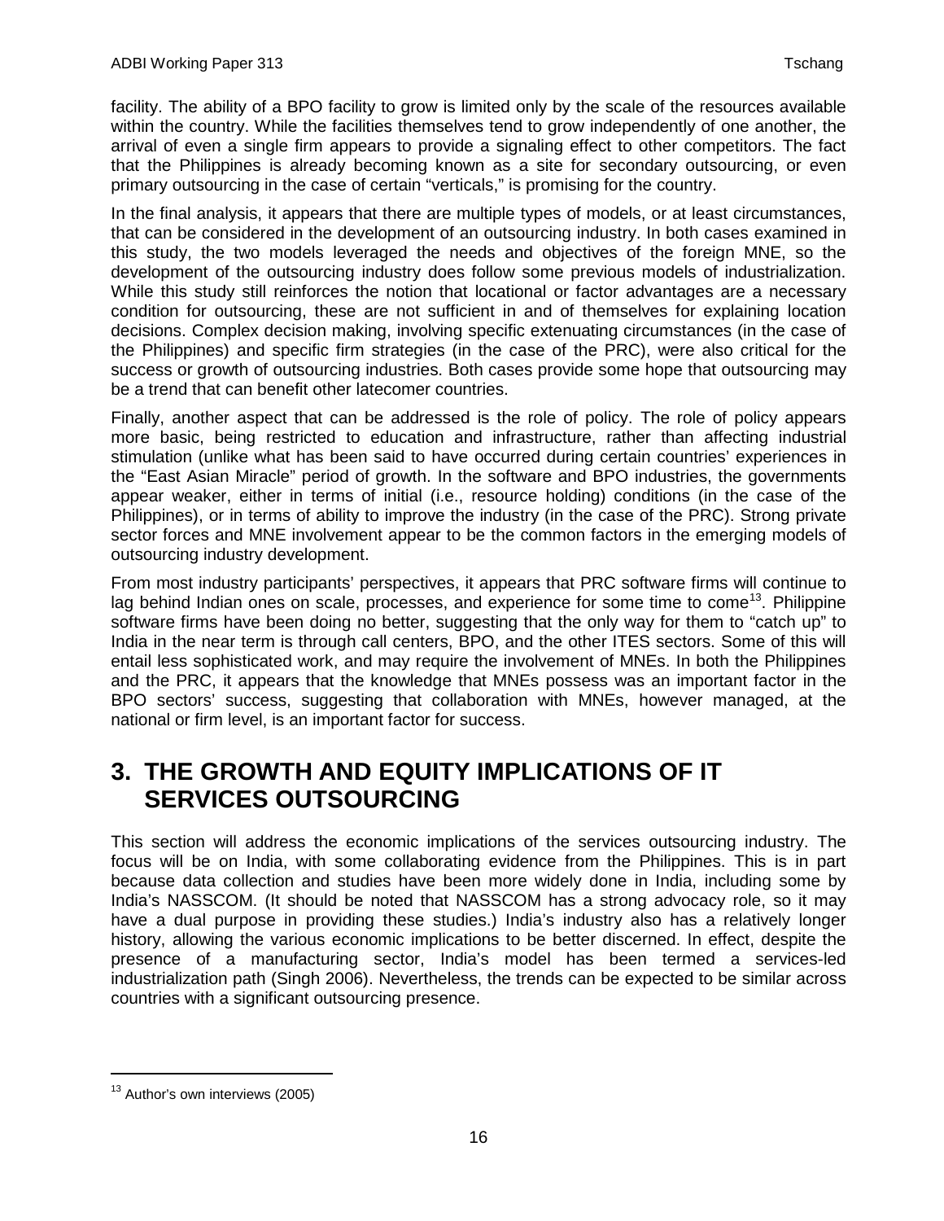facility. The ability of a BPO facility to grow is limited only by the scale of the resources available within the country. While the facilities themselves tend to grow independently of one another, the arrival of even a single firm appears to provide a signaling effect to other competitors. The fact that the Philippines is already becoming known as a site for secondary outsourcing, or even primary outsourcing in the case of certain "verticals," is promising for the country.

In the final analysis, it appears that there are multiple types of models, or at least circumstances, that can be considered in the development of an outsourcing industry. In both cases examined in this study, the two models leveraged the needs and objectives of the foreign MNE, so the development of the outsourcing industry does follow some previous models of industrialization. While this study still reinforces the notion that locational or factor advantages are a necessary condition for outsourcing, these are not sufficient in and of themselves for explaining location decisions. Complex decision making, involving specific extenuating circumstances (in the case of the Philippines) and specific firm strategies (in the case of the PRC), were also critical for the success or growth of outsourcing industries. Both cases provide some hope that outsourcing may be a trend that can benefit other latecomer countries.

Finally, another aspect that can be addressed is the role of policy. The role of policy appears more basic, being restricted to education and infrastructure, rather than affecting industrial stimulation (unlike what has been said to have occurred during certain countries' experiences in the "East Asian Miracle" period of growth. In the software and BPO industries, the governments appear weaker, either in terms of initial (i.e., resource holding) conditions (in the case of the Philippines), or in terms of ability to improve the industry (in the case of the PRC). Strong private sector forces and MNE involvement appear to be the common factors in the emerging models of outsourcing industry development.

From most industry participants' perspectives, it appears that PRC software firms will continue to lag behind Indian ones on scale, processes, and experience for some time to come[13]. Philippine software firms have been doing no better, suggesting that the only way for them to "catch up" to India in the near term is through call centers, BPO, and the other ITES sectors. Some of this will entail less sophisticated work, and may require the involvement of MNEs. In both the Philippines and the PRC, it appears that the knowledge that MNEs possess was an important factor in the BPO sectors' success, suggesting that collaboration with MNEs, however managed, at the national or firm level, is an important factor for success.

# 3. THE GROWTH AND EQUITY IMPLICATIONS OF IT SERVICES OUTSOURCING

This section will address the economic implications of the services outsourcing industry. The focus will be on India, with some collaborating evidence from the Philippines. This is in part because data collection and studies have been more widely done in India, including some by India's NASSCOM. (It should be noted that NASSCOM has a strong advocacy role, so it may have a dual purpose in providing these studies.) India's industry also has a relatively longer history, allowing the various economic implications to be better discerned. In effect, despite the presence of a manufacturing sector, India's model has been termed a services-led industrialization path (Singh 2006). Nevertheless, the trends can be expected to be similar across countries with a significant outsourcing presence.

[13] Author's own interviews (2005)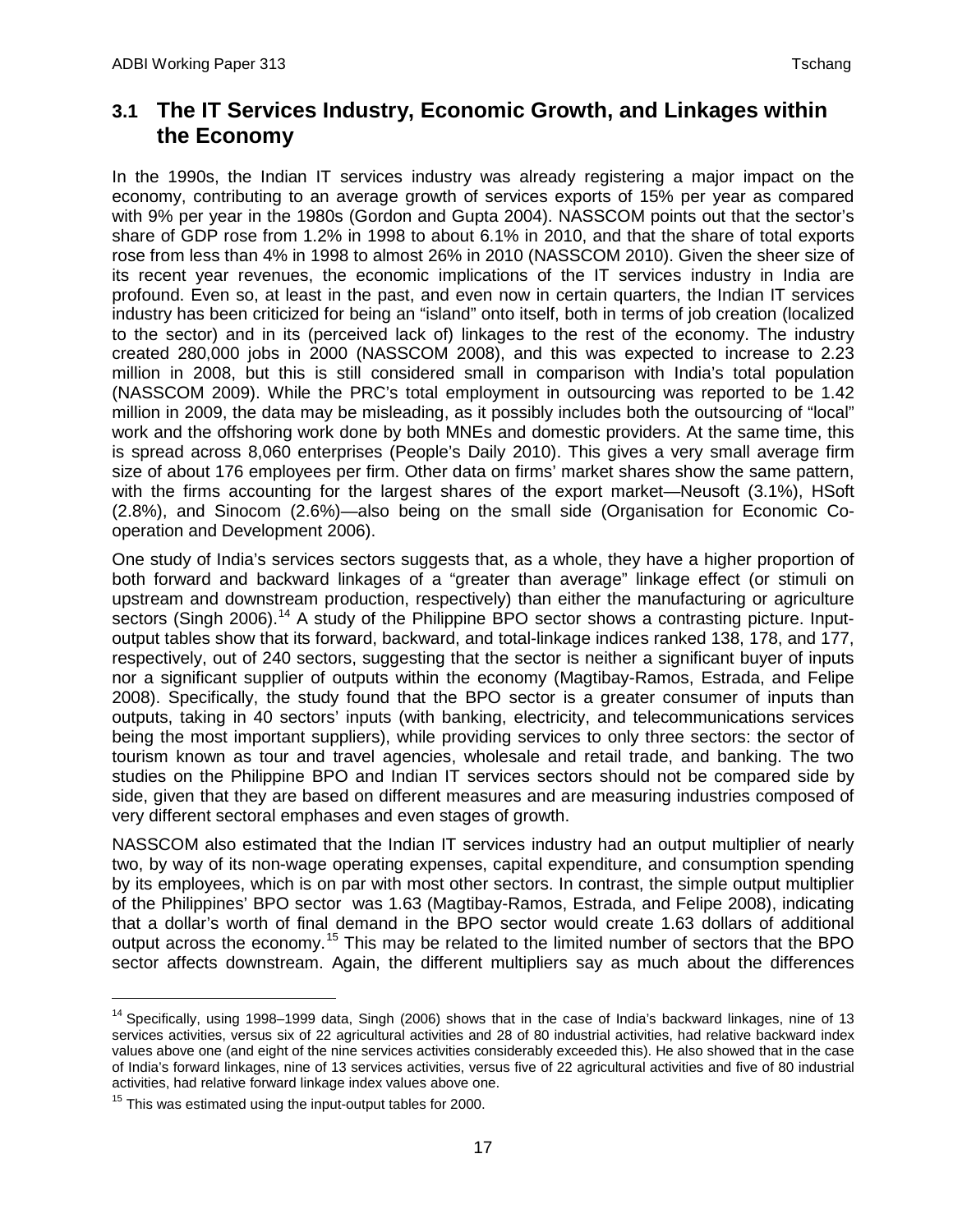## 3.1 The IT Services Industry, Economic Growth, and Linkages within the Economy

In the 1990s, the Indian IT services industry was already registering a major impact on the economy, contributing to an average growth of services exports of 15% per year as compared with 9% per year in the 1980s (Gordon and Gupta 2004). NASSCOM points out that the sector's share of GDP rose from 1.2% in 1998 to about 6.1% in 2010, and that the share of total exports rose from less than 4% in 1998 to almost 26% in 2010 (NASSCOM 2010). Given the sheer size of its recent year revenues, the economic implications of the IT services industry in India are profound. Even so, at least in the past, and even now in certain quarters, the Indian IT services industry has been criticized for being an "island" onto itself, both in terms of job creation (localized to the sector) and in its (perceived lack of) linkages to the rest of the economy. The industry created 280,000 jobs in 2000 (NASSCOM 2008), and this was expected to increase to 2.23 million in 2008, but this is still considered small in comparison with India's total population (NASSCOM 2009). While the PRC's total employment in outsourcing was reported to be 1.42 million in 2009, the data may be misleading, as it possibly includes both the outsourcing of "local" work and the offshoring work done by both MNEs and domestic providers. At the same time, this is spread across 8,060 enterprises (People's Daily 2010). This gives a very small average firm size of about 176 employees per firm. Other data on firms' market shares show the same pattern, with the firms accounting for the largest shares of the export market—Neusoft (3.1%), HSoft (2.8%), and Sinocom (2.6%)—also being on the small side (Organisation for Economic Co-operation and Development 2006).

One study of India's services sectors suggests that, as a whole, they have a higher proportion of both forward and backward linkages of a "greater than average" linkage effect (or stimuli on upstream and downstream production, respectively) than either the manufacturing or agriculture sectors (Singh 2006).[14] A study of the Philippine BPO sector shows a contrasting picture. Input-output tables show that its forward, backward, and total-linkage indices ranked 138, 178, and 177, respectively, out of 240 sectors, suggesting that the sector is neither a significant buyer of inputs nor a significant supplier of outputs within the economy (Magtibay-Ramos, Estrada, and Felipe 2008). Specifically, the study found that the BPO sector is a greater consumer of inputs than outputs, taking in 40 sectors' inputs (with banking, electricity, and telecommunications services being the most important suppliers), while providing services to only three sectors: the sector of tourism known as tour and travel agencies, wholesale and retail trade, and banking. The two studies on the Philippine BPO and Indian IT services sectors should not be compared side by side, given that they are based on different measures and are measuring industries composed of very different sectoral emphases and even stages of growth.

NASSCOM also estimated that the Indian IT services industry had an output multiplier of nearly two, by way of its non-wage operating expenses, capital expenditure, and consumption spending by its employees, which is on par with most other sectors. In contrast, the simple output multiplier of the Philippines' BPO sector was 1.63 (Magtibay-Ramos, Estrada, and Felipe 2008), indicating that a dollar's worth of final demand in the BPO sector would create 1.63 dollars of additional output across the economy.[15] This may be related to the limited number of sectors that the BPO sector affects downstream. Again, the different multipliers say as much about the differences

[14] Specifically, using 1998–1999 data, Singh (2006) shows that in the case of India's backward linkages, nine of 13 services activities, versus six of 22 agricultural activities and 28 of 80 industrial activities, had relative backward index values above one (and eight of the nine services activities considerably exceeded this). He also showed that in the case of India's forward linkages, nine of 13 services activities, versus five of 22 agricultural activities and five of 80 industrial activities, had relative forward linkage index values above one.

[15] This was estimated using the input-output tables for 2000.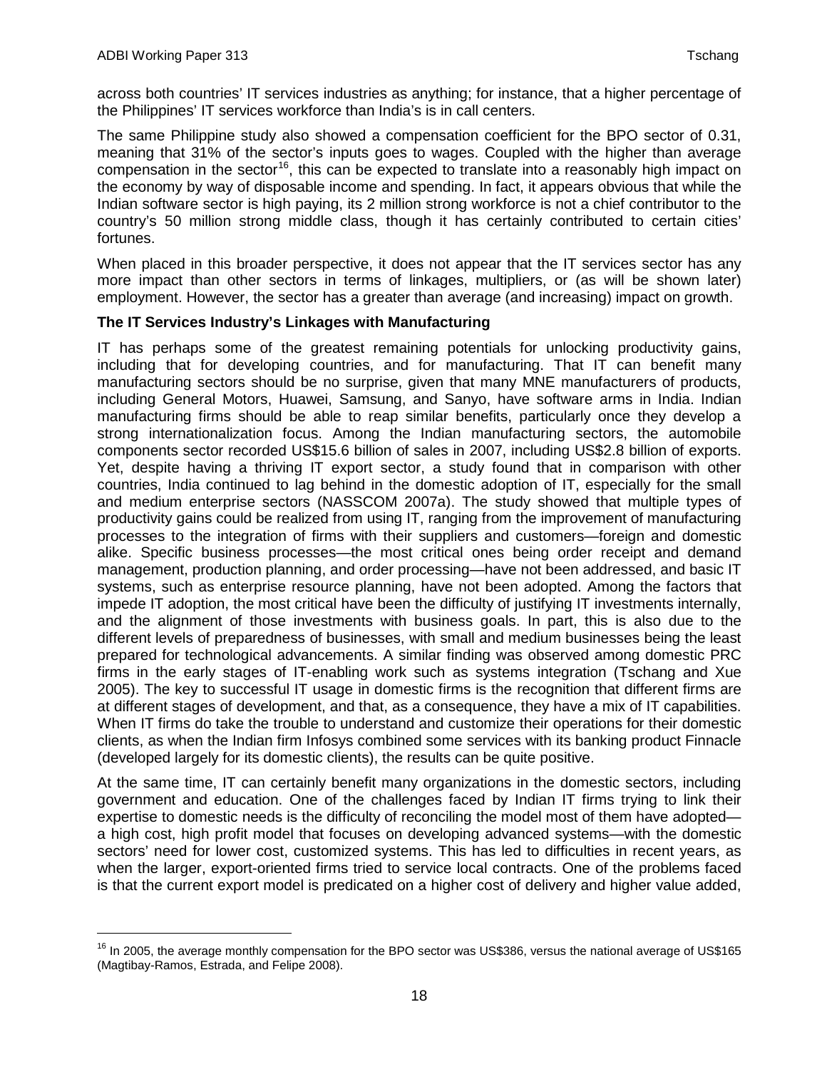across both countries' IT services industries as anything; for instance, that a higher percentage of the Philippines' IT services workforce than India's is in call centers.

The same Philippine study also showed a compensation coefficient for the BPO sector of 0.31, meaning that 31% of the sector's inputs goes to wages. Coupled with the higher than average compensation in the sector[16], this can be expected to translate into a reasonably high impact on the economy by way of disposable income and spending. In fact, it appears obvious that while the Indian software sector is high paying, its 2 million strong workforce is not a chief contributor to the country's 50 million strong middle class, though it has certainly contributed to certain cities' fortunes.

When placed in this broader perspective, it does not appear that the IT services sector has any more impact than other sectors in terms of linkages, multipliers, or (as will be shown later) employment. However, the sector has a greater than average (and increasing) impact on growth.

**The IT Services Industry's Linkages with Manufacturing**

IT has perhaps some of the greatest remaining potentials for unlocking productivity gains, including that for developing countries, and for manufacturing. That IT can benefit many manufacturing sectors should be no surprise, given that many MNE manufacturers of products, including General Motors, Huawei, Samsung, and Sanyo, have software arms in India. Indian manufacturing firms should be able to reap similar benefits, particularly once they develop a strong internationalization focus. Among the Indian manufacturing sectors, the automobile components sector recorded US$15.6 billion of sales in 2007, including US$2.8 billion of exports. Yet, despite having a thriving IT export sector, a study found that in comparison with other countries, India continued to lag behind in the domestic adoption of IT, especially for the small and medium enterprise sectors (NASSCOM 2007a). The study showed that multiple types of productivity gains could be realized from using IT, ranging from the improvement of manufacturing processes to the integration of firms with their suppliers and customers—foreign and domestic alike. Specific business processes—the most critical ones being order receipt and demand management, production planning, and order processing—have not been addressed, and basic IT systems, such as enterprise resource planning, have not been adopted. Among the factors that impede IT adoption, the most critical have been the difficulty of justifying IT investments internally, and the alignment of those investments with business goals. In part, this is also due to the different levels of preparedness of businesses, with small and medium businesses being the least prepared for technological advancements. A similar finding was observed among domestic PRC firms in the early stages of IT-enabling work such as systems integration (Tschang and Xue 2005). The key to successful IT usage in domestic firms is the recognition that different firms are at different stages of development, and that, as a consequence, they have a mix of IT capabilities. When IT firms do take the trouble to understand and customize their operations for their domestic clients, as when the Indian firm Infosys combined some services with its banking product Finnacle (developed largely for its domestic clients), the results can be quite positive.

At the same time, IT can certainly benefit many organizations in the domestic sectors, including government and education. One of the challenges faced by Indian IT firms trying to link their expertise to domestic needs is the difficulty of reconciling the model most of them have adopted—a high cost, high profit model that focuses on developing advanced systems—with the domestic sectors' need for lower cost, customized systems. This has led to difficulties in recent years, as when the larger, export-oriented firms tried to service local contracts. One of the problems faced is that the current export model is predicated on a higher cost of delivery and higher value added,

[16] In 2005, the average monthly compensation for the BPO sector was US$386, versus the national average of US$165 (Magtibay-Ramos, Estrada, and Felipe 2008).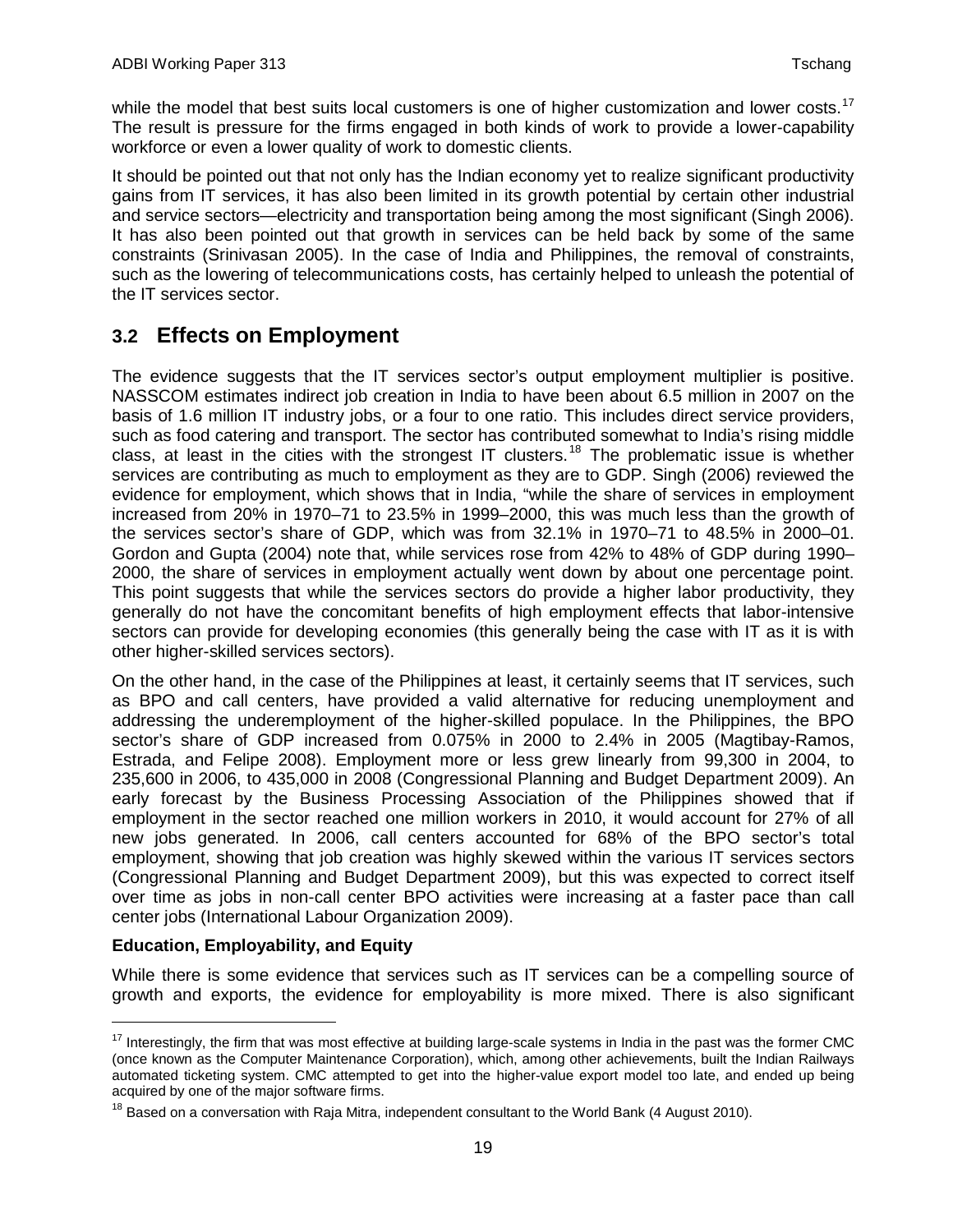while the model that best suits local customers is one of higher customization and lower costs.[17] The result is pressure for the firms engaged in both kinds of work to provide a lower-capability workforce or even a lower quality of work to domestic clients.

It should be pointed out that not only has the Indian economy yet to realize significant productivity gains from IT services, it has also been limited in its growth potential by certain other industrial and service sectors—electricity and transportation being among the most significant (Singh 2006). It has also been pointed out that growth in services can be held back by some of the same constraints (Srinivasan 2005). In the case of India and Philippines, the removal of constraints, such as the lowering of telecommunications costs, has certainly helped to unleash the potential of the IT services sector.

## 3.2 Effects on Employment

The evidence suggests that the IT services sector's output employment multiplier is positive. NASSCOM estimates indirect job creation in India to have been about 6.5 million in 2007 on the basis of 1.6 million IT industry jobs, or a four to one ratio. This includes direct service providers, such as food catering and transport. The sector has contributed somewhat to India's rising middle class, at least in the cities with the strongest IT clusters.[18] The problematic issue is whether services are contributing as much to employment as they are to GDP. Singh (2006) reviewed the evidence for employment, which shows that in India, "while the share of services in employment increased from 20% in 1970–71 to 23.5% in 1999–2000, this was much less than the growth of the services sector's share of GDP, which was from 32.1% in 1970–71 to 48.5% in 2000–01. Gordon and Gupta (2004) note that, while services rose from 42% to 48% of GDP during 1990–2000, the share of services in employment actually went down by about one percentage point. This point suggests that while the services sectors do provide a higher labor productivity, they generally do not have the concomitant benefits of high employment effects that labor-intensive sectors can provide for developing economies (this generally being the case with IT as it is with other higher-skilled services sectors).

On the other hand, in the case of the Philippines at least, it certainly seems that IT services, such as BPO and call centers, have provided a valid alternative for reducing unemployment and addressing the underemployment of the higher-skilled populace. In the Philippines, the BPO sector's share of GDP increased from 0.075% in 2000 to 2.4% in 2005 (Magtibay-Ramos, Estrada, and Felipe 2008). Employment more or less grew linearly from 99,300 in 2004, to 235,600 in 2006, to 435,000 in 2008 (Congressional Planning and Budget Department 2009). An early forecast by the Business Processing Association of the Philippines showed that if employment in the sector reached one million workers in 2010, it would account for 27% of all new jobs generated. In 2006, call centers accounted for 68% of the BPO sector's total employment, showing that job creation was highly skewed within the various IT services sectors (Congressional Planning and Budget Department 2009), but this was expected to correct itself over time as jobs in non-call center BPO activities were increasing at a faster pace than call center jobs (International Labour Organization 2009).

**Education, Employability, and Equity**

While there is some evidence that services such as IT services can be a compelling source of growth and exports, the evidence for employability is more mixed. There is also significant

[17] Interestingly, the firm that was most effective at building large-scale systems in India in the past was the former CMC (once known as the Computer Maintenance Corporation), which, among other achievements, built the Indian Railways automated ticketing system. CMC attempted to get into the higher-value export model too late, and ended up being acquired by one of the major software firms.

[18] Based on a conversation with Raja Mitra, independent consultant to the World Bank (4 August 2010).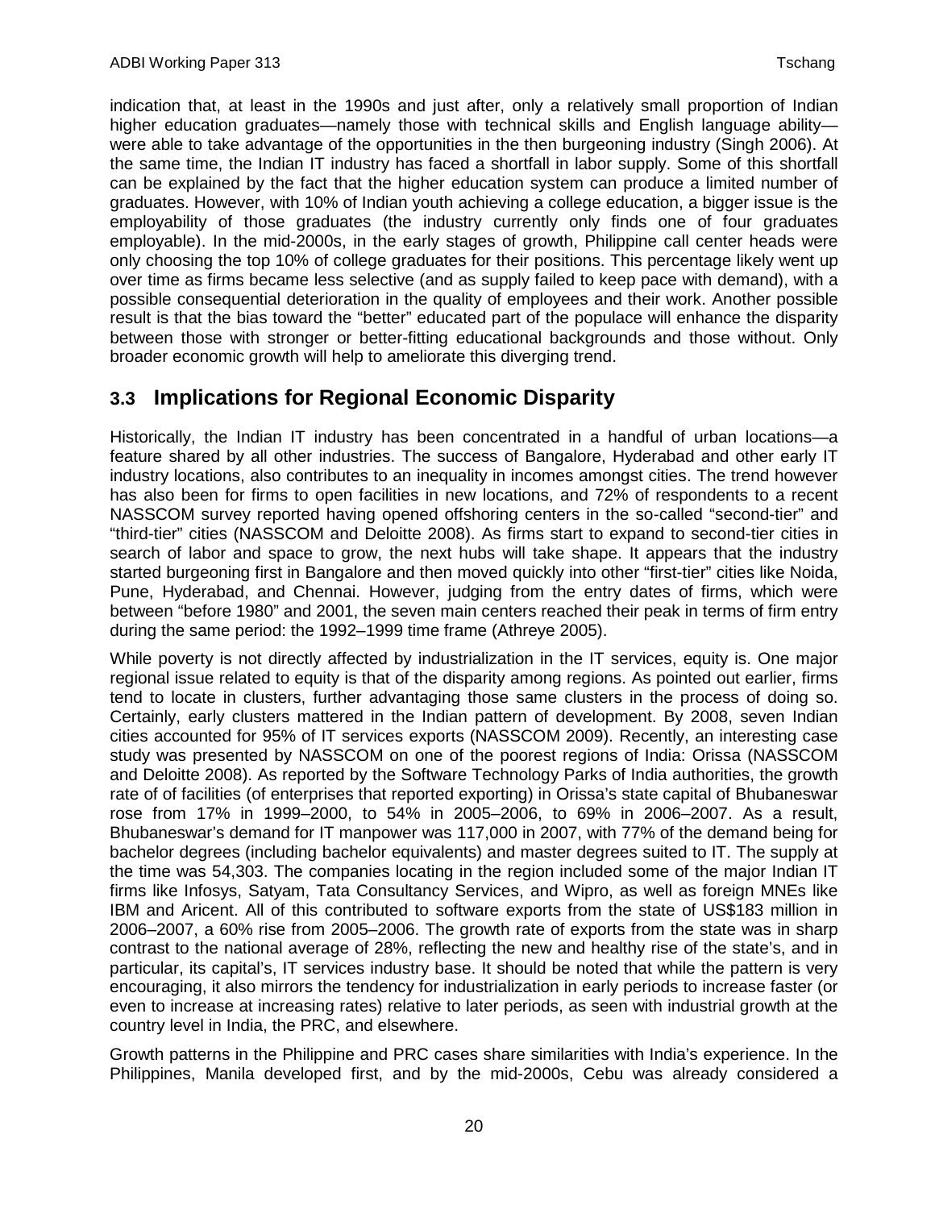indication that, at least in the 1990s and just after, only a relatively small proportion of Indian higher education graduates—namely those with technical skills and English language ability—were able to take advantage of the opportunities in the then burgeoning industry (Singh 2006). At the same time, the Indian IT industry has faced a shortfall in labor supply. Some of this shortfall can be explained by the fact that the higher education system can produce a limited number of graduates. However, with 10% of Indian youth achieving a college education, a bigger issue is the employability of those graduates (the industry currently only finds one of four graduates employable). In the mid-2000s, in the early stages of growth, Philippine call center heads were only choosing the top 10% of college graduates for their positions. This percentage likely went up over time as firms became less selective (and as supply failed to keep pace with demand), with a possible consequential deterioration in the quality of employees and their work. Another possible result is that the bias toward the "better" educated part of the populace will enhance the disparity between those with stronger or better-fitting educational backgrounds and those without. Only broader economic growth will help to ameliorate this diverging trend.

## 3.3 Implications for Regional Economic Disparity

Historically, the Indian IT industry has been concentrated in a handful of urban locations—a feature shared by all other industries. The success of Bangalore, Hyderabad and other early IT industry locations, also contributes to an inequality in incomes amongst cities. The trend however has also been for firms to open facilities in new locations, and 72% of respondents to a recent NASSCOM survey reported having opened offshoring centers in the so-called "second-tier" and "third-tier" cities (NASSCOM and Deloitte 2008). As firms start to expand to second-tier cities in search of labor and space to grow, the next hubs will take shape. It appears that the industry started burgeoning first in Bangalore and then moved quickly into other "first-tier" cities like Noida, Pune, Hyderabad, and Chennai. However, judging from the entry dates of firms, which were between "before 1980" and 2001, the seven main centers reached their peak in terms of firm entry during the same period: the 1992–1999 time frame (Athreye 2005).

While poverty is not directly affected by industrialization in the IT services, equity is. One major regional issue related to equity is that of the disparity among regions. As pointed out earlier, firms tend to locate in clusters, further advantaging those same clusters in the process of doing so. Certainly, early clusters mattered in the Indian pattern of development. By 2008, seven Indian cities accounted for 95% of IT services exports (NASSCOM 2009). Recently, an interesting case study was presented by NASSCOM on one of the poorest regions of India: Orissa (NASSCOM and Deloitte 2008). As reported by the Software Technology Parks of India authorities, the growth rate of of facilities (of enterprises that reported exporting) in Orissa's state capital of Bhubaneswar rose from 17% in 1999–2000, to 54% in 2005–2006, to 69% in 2006–2007. As a result, Bhubaneswar's demand for IT manpower was 117,000 in 2007, with 77% of the demand being for bachelor degrees (including bachelor equivalents) and master degrees suited to IT. The supply at the time was 54,303. The companies locating in the region included some of the major Indian IT firms like Infosys, Satyam, Tata Consultancy Services, and Wipro, as well as foreign MNEs like IBM and Aricent. All of this contributed to software exports from the state of US$183 million in 2006–2007, a 60% rise from 2005–2006. The growth rate of exports from the state was in sharp contrast to the national average of 28%, reflecting the new and healthy rise of the state's, and in particular, its capital's, IT services industry base. It should be noted that while the pattern is very encouraging, it also mirrors the tendency for industrialization in early periods to increase faster (or even to increase at increasing rates) relative to later periods, as seen with industrial growth at the country level in India, the PRC, and elsewhere.

Growth patterns in the Philippine and PRC cases share similarities with India's experience. In the Philippines, Manila developed first, and by the mid-2000s, Cebu was already considered a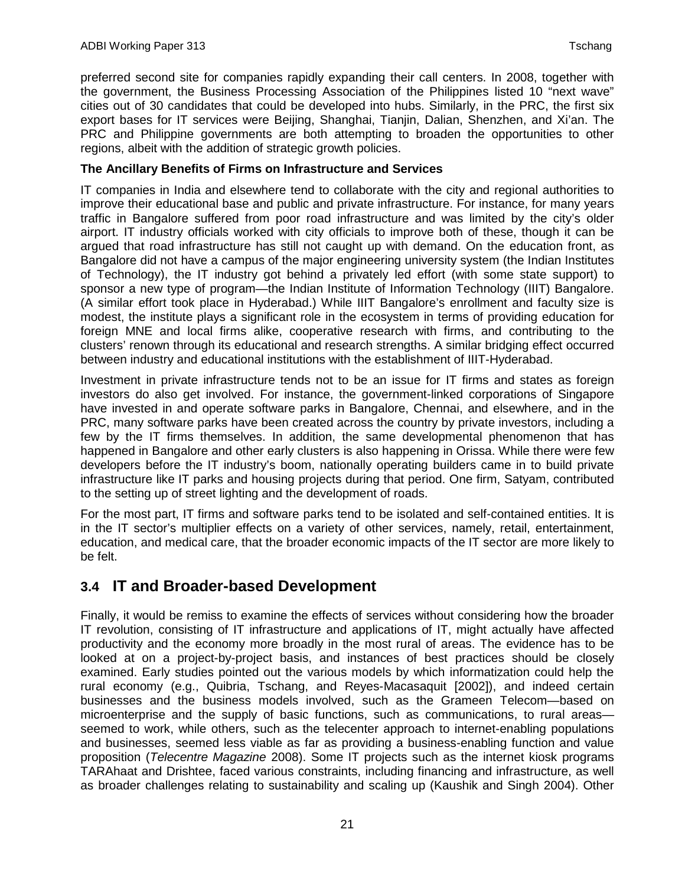preferred second site for companies rapidly expanding their call centers. In 2008, together with the government, the Business Processing Association of the Philippines listed 10 "next wave" cities out of 30 candidates that could be developed into hubs. Similarly, in the PRC, the first six export bases for IT services were Beijing, Shanghai, Tianjin, Dalian, Shenzhen, and Xi'an. The PRC and Philippine governments are both attempting to broaden the opportunities to other regions, albeit with the addition of strategic growth policies.

**The Ancillary Benefits of Firms on Infrastructure and Services**

IT companies in India and elsewhere tend to collaborate with the city and regional authorities to improve their educational base and public and private infrastructure. For instance, for many years traffic in Bangalore suffered from poor road infrastructure and was limited by the city's older airport. IT industry officials worked with city officials to improve both of these, though it can be argued that road infrastructure has still not caught up with demand. On the education front, as Bangalore did not have a campus of the major engineering university system (the Indian Institutes of Technology), the IT industry got behind a privately led effort (with some state support) to sponsor a new type of program—the Indian Institute of Information Technology (IIIT) Bangalore. (A similar effort took place in Hyderabad.) While IIIT Bangalore's enrollment and faculty size is modest, the institute plays a significant role in the ecosystem in terms of providing education for foreign MNE and local firms alike, cooperative research with firms, and contributing to the clusters' renown through its educational and research strengths. A similar bridging effect occurred between industry and educational institutions with the establishment of IIIT-Hyderabad.

Investment in private infrastructure tends not to be an issue for IT firms and states as foreign investors do also get involved. For instance, the government-linked corporations of Singapore have invested in and operate software parks in Bangalore, Chennai, and elsewhere, and in the PRC, many software parks have been created across the country by private investors, including a few by the IT firms themselves. In addition, the same developmental phenomenon that has happened in Bangalore and other early clusters is also happening in Orissa. While there were few developers before the IT industry's boom, nationally operating builders came in to build private infrastructure like IT parks and housing projects during that period. One firm, Satyam, contributed to the setting up of street lighting and the development of roads.

For the most part, IT firms and software parks tend to be isolated and self-contained entities. It is in the IT sector's multiplier effects on a variety of other services, namely, retail, entertainment, education, and medical care, that the broader economic impacts of the IT sector are more likely to be felt.

## 3.4 IT and Broader-based Development

Finally, it would be remiss to examine the effects of services without considering how the broader IT revolution, consisting of IT infrastructure and applications of IT, might actually have affected productivity and the economy more broadly in the most rural of areas. The evidence has to be looked at on a project-by-project basis, and instances of best practices should be closely examined. Early studies pointed out the various models by which informatization could help the rural economy (e.g., Quibria, Tschang, and Reyes-Macasaquit [2002]), and indeed certain businesses and the business models involved, such as the Grameen Telecom—based on microenterprise and the supply of basic functions, such as communications, to rural areas—seemed to work, while others, such as the telecenter approach to internet-enabling populations and businesses, seemed less viable as far as providing a business-enabling function and value proposition (*Telecentre Magazine* 2008). Some IT projects such as the internet kiosk programs TARAhaat and Drishtee, faced various constraints, including financing and infrastructure, as well as broader challenges relating to sustainability and scaling up (Kaushik and Singh 2004). Other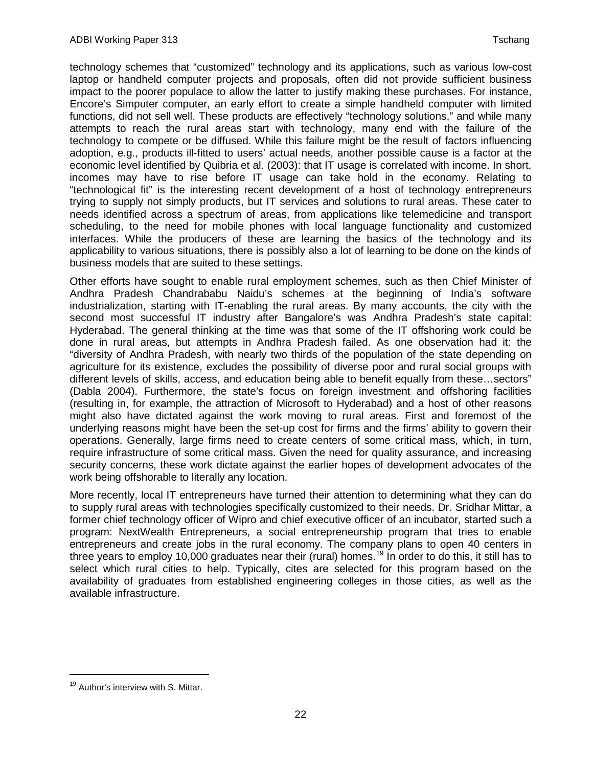technology schemes that "customized" technology and its applications, such as various low-cost laptop or handheld computer projects and proposals, often did not provide sufficient business impact to the poorer populace to allow the latter to justify making these purchases. For instance, Encore's Simputer computer, an early effort to create a simple handheld computer with limited functions, did not sell well. These products are effectively "technology solutions," and while many attempts to reach the rural areas start with technology, many end with the failure of the technology to compete or be diffused. While this failure might be the result of factors influencing adoption, e.g., products ill-fitted to users' actual needs, another possible cause is a factor at the economic level identified by Quibria et al. (2003): that IT usage is correlated with income. In short, incomes may have to rise before IT usage can take hold in the economy. Relating to "technological fit" is the interesting recent development of a host of technology entrepreneurs trying to supply not simply products, but IT services and solutions to rural areas. These cater to needs identified across a spectrum of areas, from applications like telemedicine and transport scheduling, to the need for mobile phones with local language functionality and customized interfaces. While the producers of these are learning the basics of the technology and its applicability to various situations, there is possibly also a lot of learning to be done on the kinds of business models that are suited to these settings.

Other efforts have sought to enable rural employment schemes, such as then Chief Minister of Andhra Pradesh Chandrababu Naidu's schemes at the beginning of India's software industrialization, starting with IT-enabling the rural areas. By many accounts, the city with the second most successful IT industry after Bangalore's was Andhra Pradesh's state capital: Hyderabad. The general thinking at the time was that some of the IT offshoring work could be done in rural areas, but attempts in Andhra Pradesh failed. As one observation had it: the "diversity of Andhra Pradesh, with nearly two thirds of the population of the state depending on agriculture for its existence, excludes the possibility of diverse poor and rural social groups with different levels of skills, access, and education being able to benefit equally from these…sectors" (Dabla 2004). Furthermore, the state's focus on foreign investment and offshoring facilities (resulting in, for example, the attraction of Microsoft to Hyderabad) and a host of other reasons might also have dictated against the work moving to rural areas. First and foremost of the underlying reasons might have been the set-up cost for firms and the firms' ability to govern their operations. Generally, large firms need to create centers of some critical mass, which, in turn, require infrastructure of some critical mass. Given the need for quality assurance, and increasing security concerns, these work dictate against the earlier hopes of development advocates of the work being offshorable to literally any location.

More recently, local IT entrepreneurs have turned their attention to determining what they can do to supply rural areas with technologies specifically customized to their needs. Dr. Sridhar Mittar, a former chief technology officer of Wipro and chief executive officer of an incubator, started such a program: NextWealth Entrepreneurs, a social entrepreneurship program that tries to enable entrepreneurs and create jobs in the rural economy. The company plans to open 40 centers in three years to employ 10,000 graduates near their (rural) homes.[19] In order to do this, it still has to select which rural cities to help. Typically, cites are selected for this program based on the availability of graduates from established engineering colleges in those cities, as well as the available infrastructure.

[19] Author's interview with S. Mittar.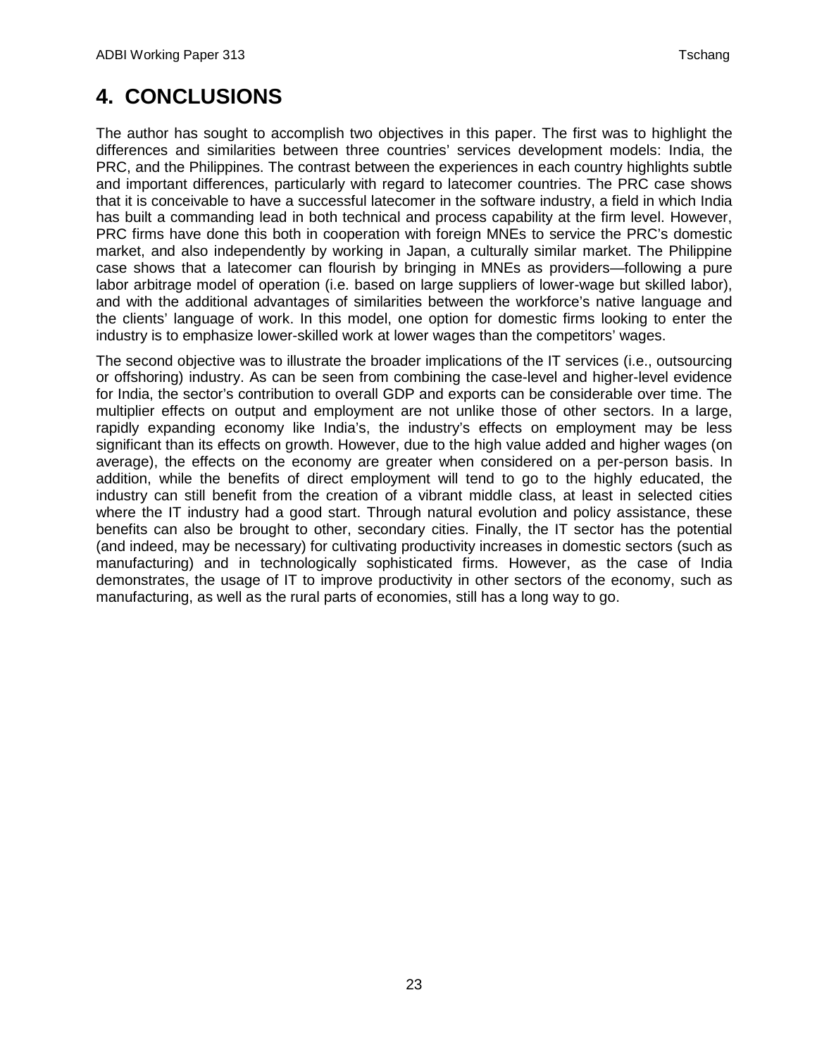# 4. CONCLUSIONS

The author has sought to accomplish two objectives in this paper. The first was to highlight the differences and similarities between three countries' services development models: India, the PRC, and the Philippines. The contrast between the experiences in each country highlights subtle and important differences, particularly with regard to latecomer countries. The PRC case shows that it is conceivable to have a successful latecomer in the software industry, a field in which India has built a commanding lead in both technical and process capability at the firm level. However, PRC firms have done this both in cooperation with foreign MNEs to service the PRC's domestic market, and also independently by working in Japan, a culturally similar market. The Philippine case shows that a latecomer can flourish by bringing in MNEs as providers—following a pure labor arbitrage model of operation (i.e. based on large suppliers of lower-wage but skilled labor), and with the additional advantages of similarities between the workforce's native language and the clients' language of work. In this model, one option for domestic firms looking to enter the industry is to emphasize lower-skilled work at lower wages than the competitors' wages.

The second objective was to illustrate the broader implications of the IT services (i.e., outsourcing or offshoring) industry. As can be seen from combining the case-level and higher-level evidence for India, the sector's contribution to overall GDP and exports can be considerable over time. The multiplier effects on output and employment are not unlike those of other sectors. In a large, rapidly expanding economy like India's, the industry's effects on employment may be less significant than its effects on growth. However, due to the high value added and higher wages (on average), the effects on the economy are greater when considered on a per-person basis. In addition, while the benefits of direct employment will tend to go to the highly educated, the industry can still benefit from the creation of a vibrant middle class, at least in selected cities where the IT industry had a good start. Through natural evolution and policy assistance, these benefits can also be brought to other, secondary cities. Finally, the IT sector has the potential (and indeed, may be necessary) for cultivating productivity increases in domestic sectors (such as manufacturing) and in technologically sophisticated firms. However, as the case of India demonstrates, the usage of IT to improve productivity in other sectors of the economy, such as manufacturing, as well as the rural parts of economies, still has a long way to go.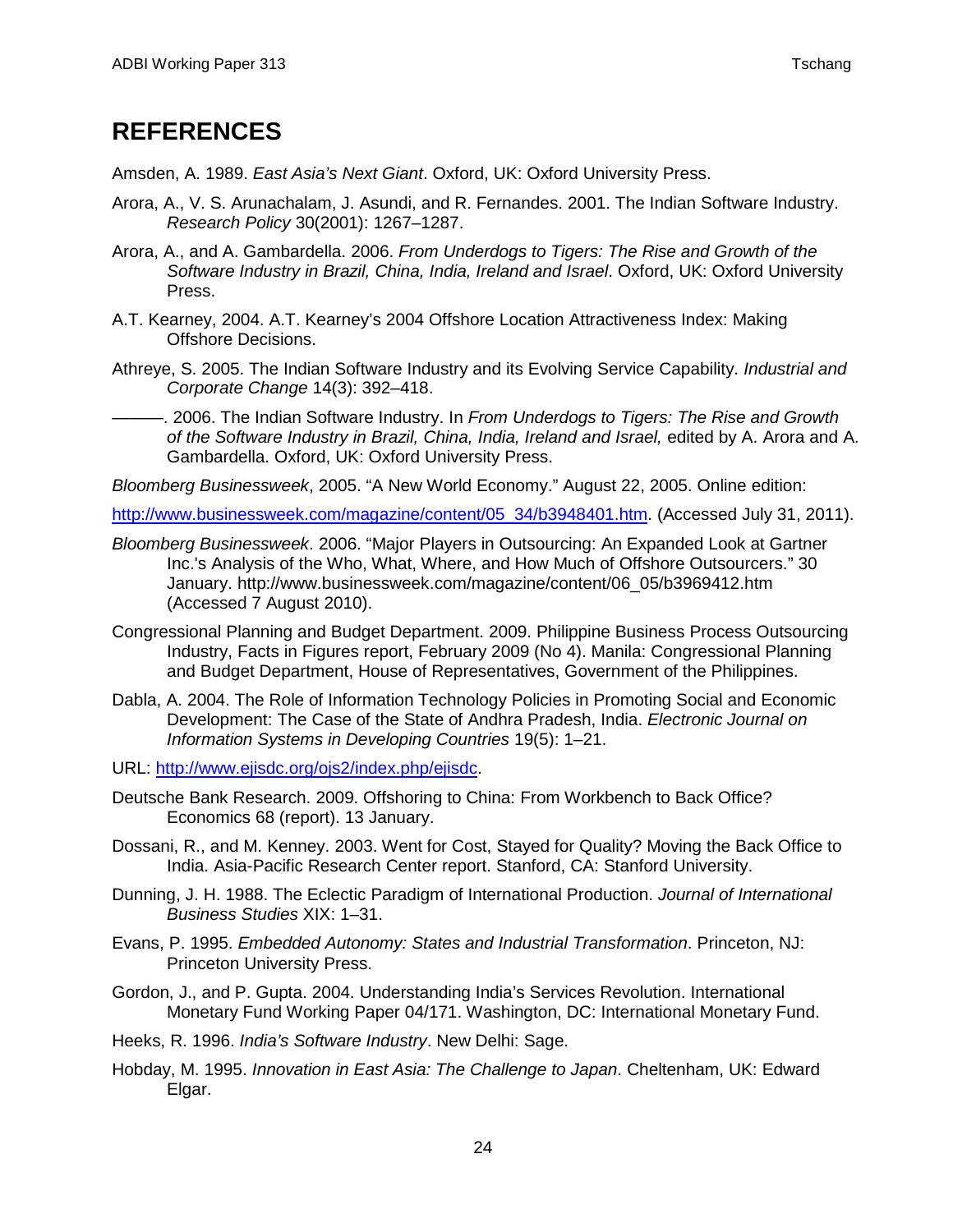# REFERENCES

Amsden, A. 1989. *East Asia's Next Giant*. Oxford, UK: Oxford University Press.

Arora, A., V. S. Arunachalam, J. Asundi, and R. Fernandes. 2001. The Indian Software Industry. *Research Policy* 30(2001): 1267–1287.

Arora, A., and A. Gambardella. 2006. *From Underdogs to Tigers: The Rise and Growth of the Software Industry in Brazil, China, India, Ireland and Israel*. Oxford, UK: Oxford University Press.

A.T. Kearney, 2004. A.T. Kearney's 2004 Offshore Location Attractiveness Index: Making Offshore Decisions.

Athreye, S. 2005. The Indian Software Industry and its Evolving Service Capability. *Industrial and Corporate Change* 14(3): 392–418.

———. 2006. The Indian Software Industry. In *From Underdogs to Tigers: The Rise and Growth of the Software Industry in Brazil, China, India, Ireland and Israel,* edited by A. Arora and A. Gambardella. Oxford, UK: Oxford University Press.

*Bloomberg Businessweek*, 2005. "A New World Economy." August 22, 2005. Online edition:

http://www.businessweek.com/magazine/content/05_34/b3948401.htm. (Accessed July 31, 2011).

*Bloomberg Businessweek*. 2006. "Major Players in Outsourcing: An Expanded Look at Gartner Inc.'s Analysis of the Who, What, Where, and How Much of Offshore Outsourcers." 30 January. http://www.businessweek.com/magazine/content/06_05/b3969412.htm (Accessed 7 August 2010).

Congressional Planning and Budget Department. 2009. Philippine Business Process Outsourcing Industry, Facts in Figures report, February 2009 (No 4). Manila: Congressional Planning and Budget Department, House of Representatives, Government of the Philippines.

Dabla, A. 2004. The Role of Information Technology Policies in Promoting Social and Economic Development: The Case of the State of Andhra Pradesh, India. *Electronic Journal on Information Systems in Developing Countries* 19(5): 1–21.

URL: http://www.ejisdc.org/ojs2/index.php/ejisdc.

Deutsche Bank Research. 2009. Offshoring to China: From Workbench to Back Office? Economics 68 (report). 13 January.

Dossani, R., and M. Kenney. 2003. Went for Cost, Stayed for Quality? Moving the Back Office to India. Asia-Pacific Research Center report. Stanford, CA: Stanford University.

Dunning, J. H. 1988. The Eclectic Paradigm of International Production. *Journal of International Business Studies* XIX: 1–31.

Evans, P. 1995. *Embedded Autonomy: States and Industrial Transformation*. Princeton, NJ: Princeton University Press.

Gordon, J., and P. Gupta. 2004. Understanding India's Services Revolution. International Monetary Fund Working Paper 04/171. Washington, DC: International Monetary Fund.

Heeks, R. 1996. *India's Software Industry*. New Delhi: Sage.

Hobday, M. 1995. *Innovation in East Asia: The Challenge to Japan*. Cheltenham, UK: Edward Elgar.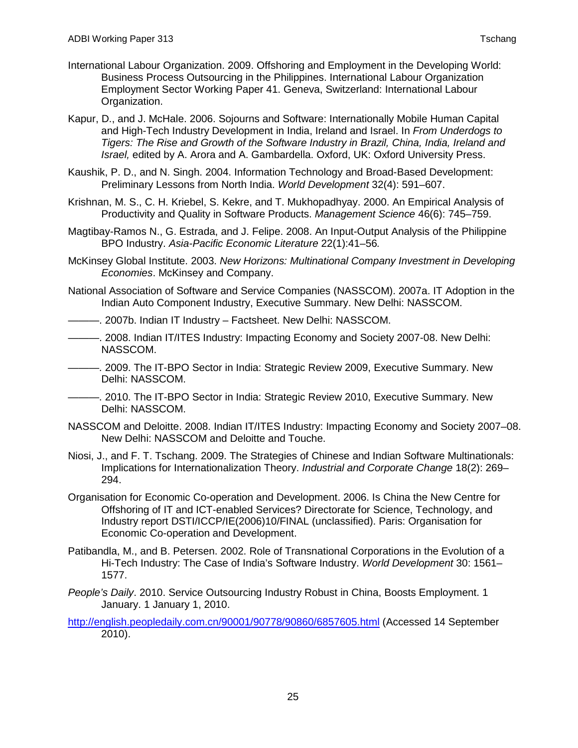International Labour Organization. 2009. Offshoring and Employment in the Developing World: Business Process Outsourcing in the Philippines. International Labour Organization Employment Sector Working Paper 41. Geneva, Switzerland: International Labour Organization.

Kapur, D., and J. McHale. 2006. Sojourns and Software: Internationally Mobile Human Capital and High-Tech Industry Development in India, Ireland and Israel. In *From Underdogs to Tigers: The Rise and Growth of the Software Industry in Brazil, China, India, Ireland and Israel,* edited by A. Arora and A. Gambardella. Oxford, UK: Oxford University Press.

Kaushik, P. D., and N. Singh. 2004. Information Technology and Broad-Based Development: Preliminary Lessons from North India. *World Development* 32(4): 591–607.

Krishnan, M. S., C. H. Kriebel, S. Kekre, and T. Mukhopadhyay. 2000. An Empirical Analysis of Productivity and Quality in Software Products. *Management Science* 46(6): 745–759.

Magtibay-Ramos N., G. Estrada, and J. Felipe. 2008. An Input-Output Analysis of the Philippine BPO Industry. *Asia-Pacific Economic Literature* 22(1):41–56*.*

McKinsey Global Institute. 2003. *New Horizons: Multinational Company Investment in Developing Economies*. McKinsey and Company.

National Association of Software and Service Companies (NASSCOM). 2007a. IT Adoption in the Indian Auto Component Industry, Executive Summary. New Delhi: NASSCOM.

———. 2007b. Indian IT Industry – Factsheet. New Delhi: NASSCOM.

———. 2008. Indian IT/ITES Industry: Impacting Economy and Society 2007-08. New Delhi: NASSCOM.

———. 2009. The IT-BPO Sector in India: Strategic Review 2009, Executive Summary. New Delhi: NASSCOM.

———. 2010. The IT-BPO Sector in India: Strategic Review 2010, Executive Summary. New Delhi: NASSCOM.

NASSCOM and Deloitte. 2008. Indian IT/ITES Industry: Impacting Economy and Society 2007–08. New Delhi: NASSCOM and Deloitte and Touche.

Niosi, J., and F. T. Tschang. 2009. The Strategies of Chinese and Indian Software Multinationals: Implications for Internationalization Theory. *Industrial and Corporate Change* 18(2): 269–294.

Organisation for Economic Co-operation and Development. 2006. Is China the New Centre for Offshoring of IT and ICT-enabled Services? Directorate for Science, Technology, and Industry report DSTI/ICCP/IE(2006)10/FINAL (unclassified). Paris: Organisation for Economic Co-operation and Development.

Patibandla, M., and B. Petersen. 2002. Role of Transnational Corporations in the Evolution of a Hi-Tech Industry: The Case of India's Software Industry. *World Development* 30: 1561–1577.

*People's Daily*. 2010. Service Outsourcing Industry Robust in China, Boosts Employment. 1 January. 1 January 1, 2010.

http://english.peopledaily.com.cn/90001/90778/90860/6857605.html (Accessed 14 September 2010).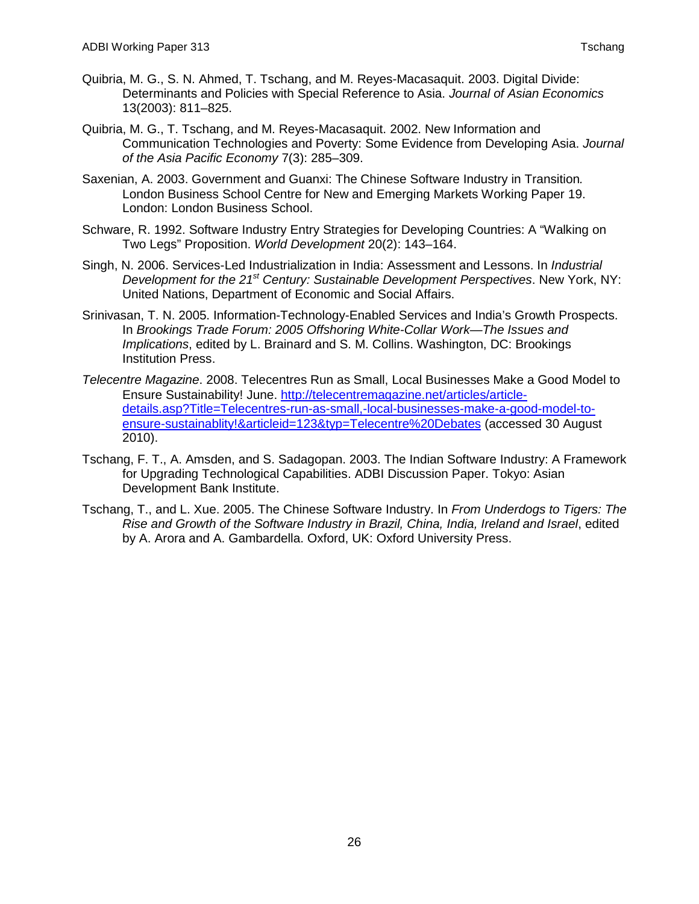Quibria, M. G., S. N. Ahmed, T. Tschang, and M. Reyes-Macasaquit. 2003. Digital Divide: Determinants and Policies with Special Reference to Asia. *Journal of Asian Economics* 13(2003): 811–825.

Quibria, M. G., T. Tschang, and M. Reyes-Macasaquit. 2002. New Information and Communication Technologies and Poverty: Some Evidence from Developing Asia. *Journal of the Asia Pacific Economy* 7(3): 285–309.

Saxenian, A. 2003. Government and Guanxi: The Chinese Software Industry in Transition*.* London Business School Centre for New and Emerging Markets Working Paper 19. London: London Business School.

Schware, R. 1992. Software Industry Entry Strategies for Developing Countries: A "Walking on Two Legs" Proposition. *World Development* 20(2): 143–164.

Singh, N. 2006. Services-Led Industrialization in India: Assessment and Lessons. In *Industrial Development for the 21st Century: Sustainable Development Perspectives*. New York, NY: United Nations, Department of Economic and Social Affairs.

Srinivasan, T. N. 2005. Information-Technology-Enabled Services and India's Growth Prospects. In *Brookings Trade Forum: 2005 Offshoring White-Collar Work—The Issues and Implications*, edited by L. Brainard and S. M. Collins. Washington, DC: Brookings Institution Press.

*Telecentre Magazine*. 2008. Telecentres Run as Small, Local Businesses Make a Good Model to Ensure Sustainability! June. http://telecentremagazine.net/articles/article-details.asp?Title=Telecentres-run-as-small,-local-businesses-make-a-good-model-to-ensure-sustainablity!&articleid=123&typ=Telecentre%20Debates (accessed 30 August 2010).

Tschang, F. T., A. Amsden, and S. Sadagopan. 2003. The Indian Software Industry: A Framework for Upgrading Technological Capabilities. ADBI Discussion Paper. Tokyo: Asian Development Bank Institute.

Tschang, T., and L. Xue. 2005. The Chinese Software Industry. In *From Underdogs to Tigers: The Rise and Growth of the Software Industry in Brazil, China, India, Ireland and Israel*, edited by A. Arora and A. Gambardella. Oxford, UK: Oxford University Press.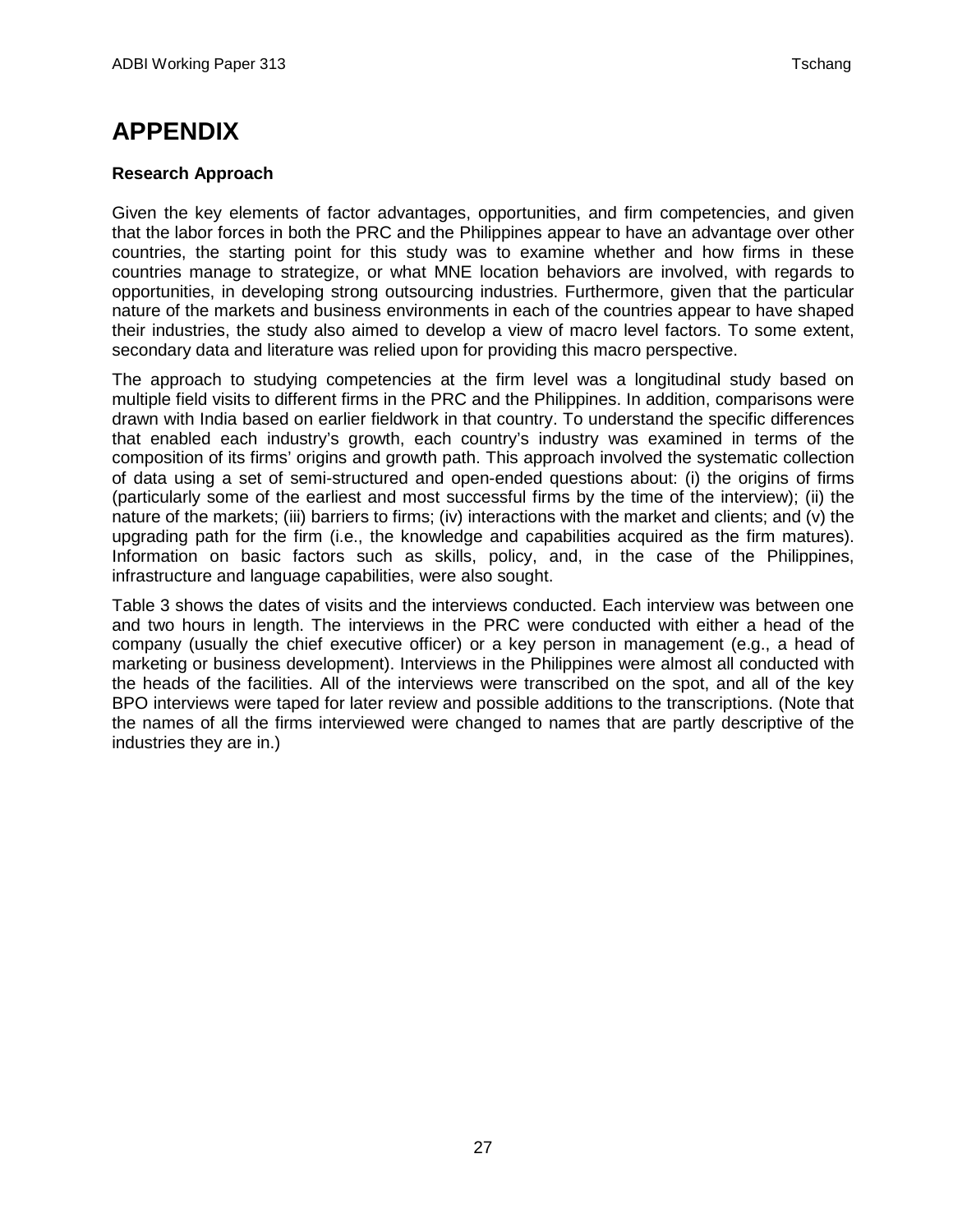# APPENDIX

**Research Approach**

Given the key elements of factor advantages, opportunities, and firm competencies, and given that the labor forces in both the PRC and the Philippines appear to have an advantage over other countries, the starting point for this study was to examine whether and how firms in these countries manage to strategize, or what MNE location behaviors are involved, with regards to opportunities, in developing strong outsourcing industries. Furthermore, given that the particular nature of the markets and business environments in each of the countries appear to have shaped their industries, the study also aimed to develop a view of macro level factors. To some extent, secondary data and literature was relied upon for providing this macro perspective.

The approach to studying competencies at the firm level was a longitudinal study based on multiple field visits to different firms in the PRC and the Philippines. In addition, comparisons were drawn with India based on earlier fieldwork in that country. To understand the specific differences that enabled each industry's growth, each country's industry was examined in terms of the composition of its firms' origins and growth path. This approach involved the systematic collection of data using a set of semi-structured and open-ended questions about: (i) the origins of firms (particularly some of the earliest and most successful firms by the time of the interview); (ii) the nature of the markets; (iii) barriers to firms; (iv) interactions with the market and clients; and (v) the upgrading path for the firm (i.e., the knowledge and capabilities acquired as the firm matures). Information on basic factors such as skills, policy, and, in the case of the Philippines, infrastructure and language capabilities, were also sought.

Table 3 shows the dates of visits and the interviews conducted. Each interview was between one and two hours in length. The interviews in the PRC were conducted with either a head of the company (usually the chief executive officer) or a key person in management (e.g., a head of marketing or business development). Interviews in the Philippines were almost all conducted with the heads of the facilities. All of the interviews were transcribed on the spot, and all of the key BPO interviews were taped for later review and possible additions to the transcriptions. (Note that the names of all the firms interviewed were changed to names that are partly descriptive of the industries they are in.)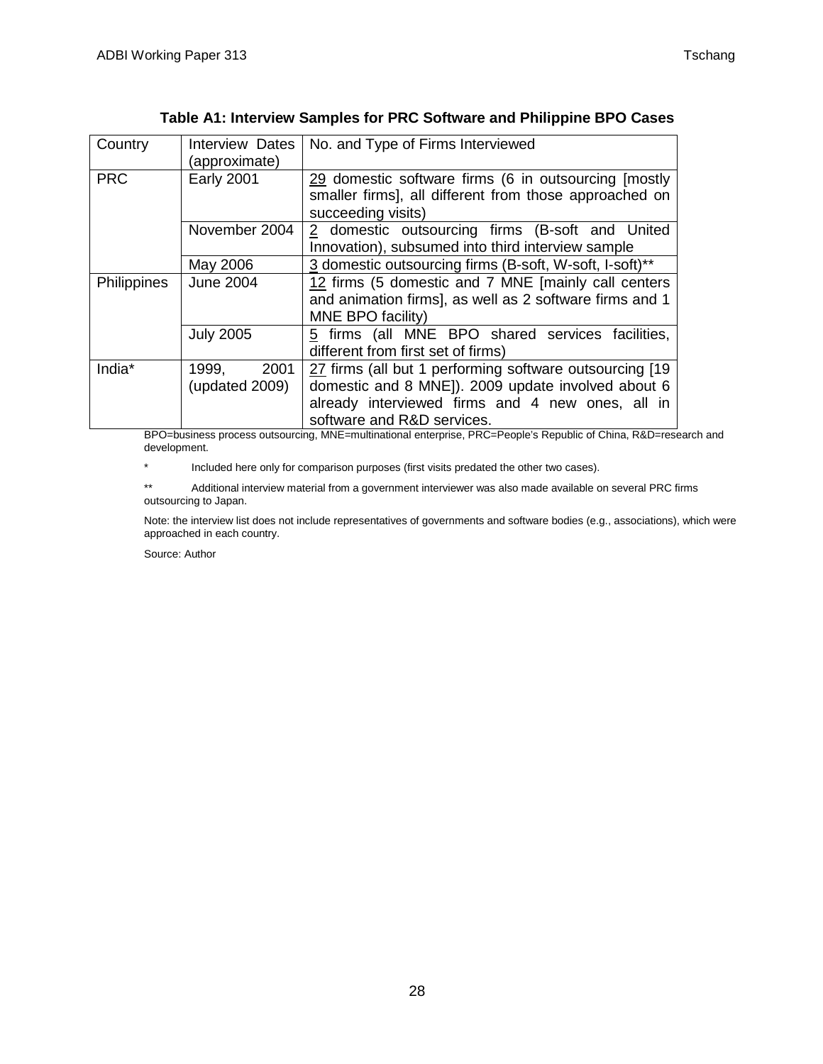**Table A1: Interview Samples for PRC Software and Philippine BPO Cases**

| Country | Interview Dates (approximate) | No. and Type of Firms Interviewed |
|---|---|---|
| PRC | Early 2001 | 29 domestic software firms (6 in outsourcing [mostly smaller firms], all different from those approached on succeeding visits) |
| | November 2004 | 2 domestic outsourcing firms (B-soft and United Innovation), subsumed into third interview sample |
| | May 2006 | 3 domestic outsourcing firms (B-soft, W-soft, I-soft)** |
| Philippines | June 2004 | 12 firms (5 domestic and 7 MNE [mainly call centers and animation firms], as well as 2 software firms and 1 MNE BPO facility) |
| | July 2005 | 5 firms (all MNE BPO shared services facilities, different from first set of firms) |
| India* | 1999, 2001 (updated 2009) | 27 firms (all but 1 performing software outsourcing [19 domestic and 8 MNE]). 2009 update involved about 6 already interviewed firms and 4 new ones, all in software and R&D services. |

BPO=business process outsourcing, MNE=multinational enterprise, PRC=People's Republic of China, R&D=research and development.

\* Included here only for comparison purposes (first visits predated the other two cases).

** Additional interview material from a government interviewer was also made available on several PRC firms outsourcing to Japan.

Note: the interview list does not include representatives of governments and software bodies (e.g., associations), which were approached in each country.

Source: Author